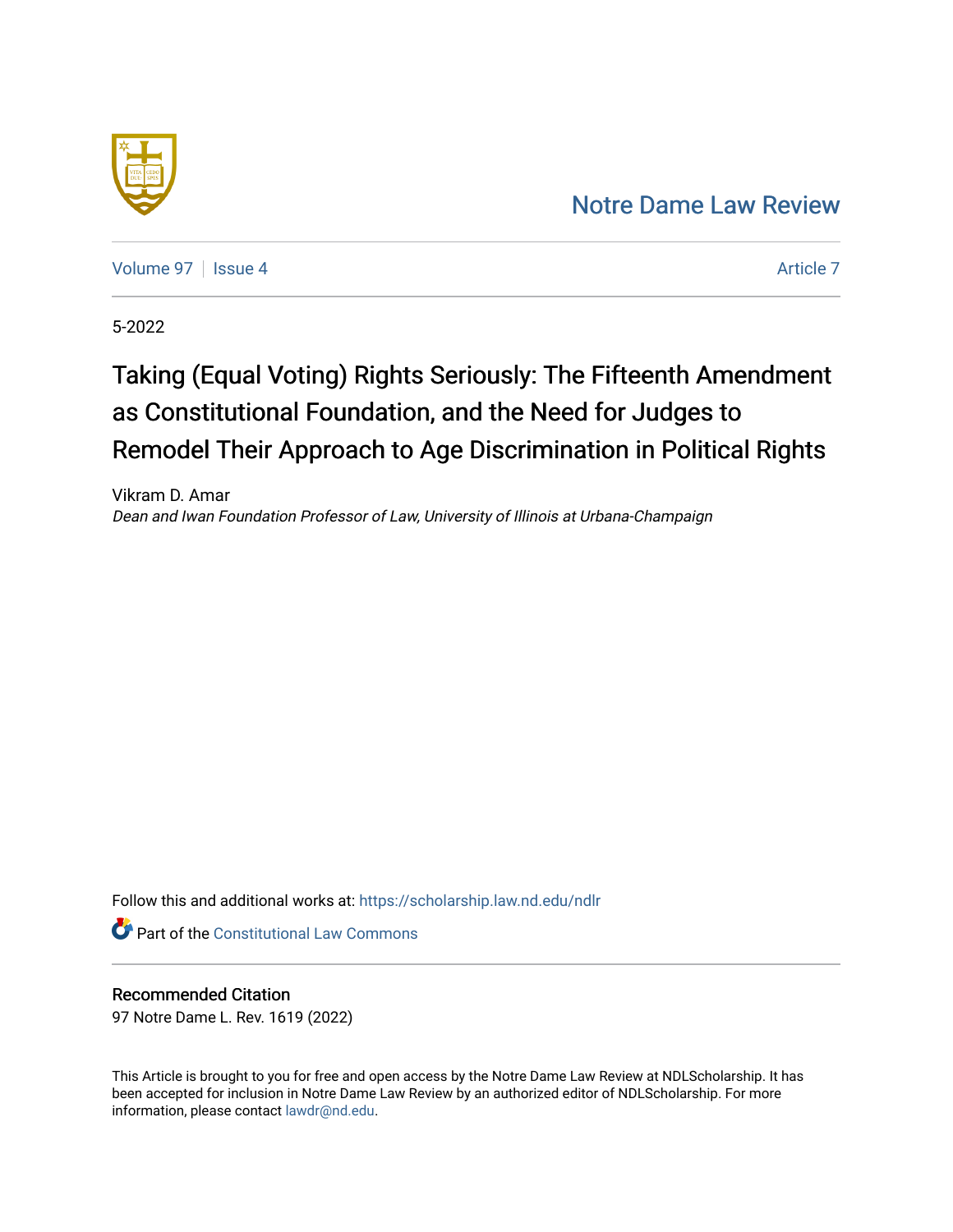Notre Dame Law Review

Volume 97 | Issue 4 | Article 7

5-2022

# Taking (Equal Voting) Rights Seriously: The Fifteenth Amendment as Constitutional Foundation, and the Need for Judges to Remodel Their Approach to Age Discrimination in Political Rights

Vikram D. Amar
*Dean and Iwan Foundation Professor of Law, University of Illinois at Urbana-Champaign*

Follow this and additional works at: https://scholarship.law.nd.edu/ndlr

Part of the Constitutional Law Commons

## Recommended Citation

97 Notre Dame L. Rev. 1619 (2022)

This Article is brought to you for free and open access by the Notre Dame Law Review at NDLScholarship. It has been accepted for inclusion in Notre Dame Law Review by an authorized editor of NDLScholarship. For more information, please contact lawdr@nd.edu.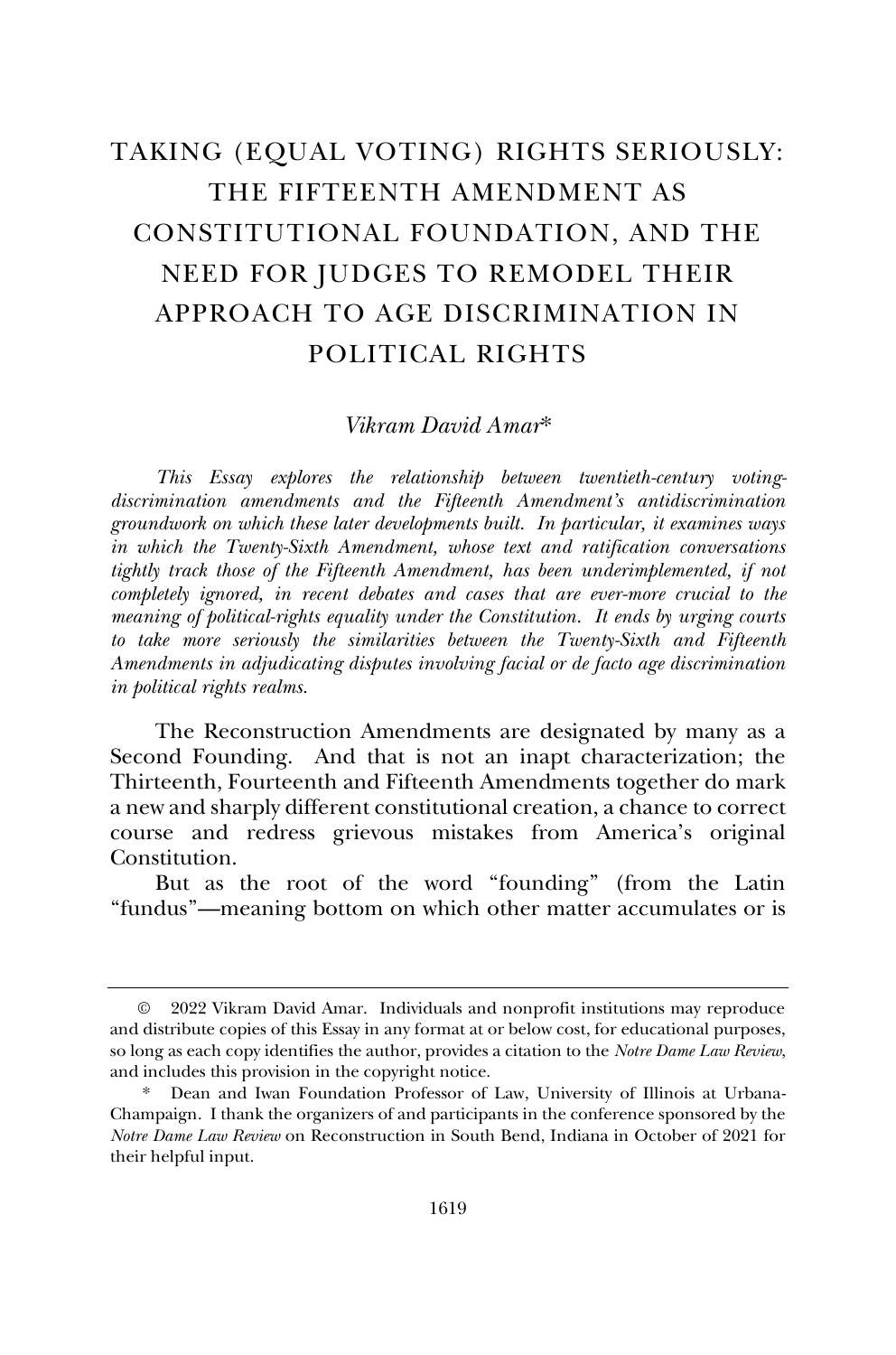# TAKING (EQUAL VOTING) RIGHTS SERIOUSLY: THE FIFTEENTH AMENDMENT AS CONSTITUTIONAL FOUNDATION, AND THE NEED FOR JUDGES TO REMODEL THEIR APPROACH TO AGE DISCRIMINATION IN POLITICAL RIGHTS

*Vikram David Amar\**

*This Essay explores the relationship between twentieth-century voting-discrimination amendments and the Fifteenth Amendment's antidiscrimination groundwork on which these later developments built. In particular, it examines ways in which the Twenty-Sixth Amendment, whose text and ratification conversations tightly track those of the Fifteenth Amendment, has been underimplemented, if not completely ignored, in recent debates and cases that are ever-more crucial to the meaning of political-rights equality under the Constitution. It ends by urging courts to take more seriously the similarities between the Twenty-Sixth and Fifteenth Amendments in adjudicating disputes involving facial or de facto age discrimination in political rights realms.*

The Reconstruction Amendments are designated by many as a Second Founding. And that is not an inapt characterization; the Thirteenth, Fourteenth and Fifteenth Amendments together do mark a new and sharply different constitutional creation, a chance to correct course and redress grievous mistakes from America's original Constitution.

But as the root of the word "founding" (from the Latin "fundus"—meaning bottom on which other matter accumulates or is

---

© 2022 Vikram David Amar. Individuals and nonprofit institutions may reproduce and distribute copies of this Essay in any format at or below cost, for educational purposes, so long as each copy identifies the author, provides a citation to the *Notre Dame Law Review*, and includes this provision in the copyright notice.

\* Dean and Iwan Foundation Professor of Law, University of Illinois at Urbana-Champaign. I thank the organizers of and participants in the conference sponsored by the *Notre Dame Law Review* on Reconstruction in South Bend, Indiana in October of 2021 for their helpful input.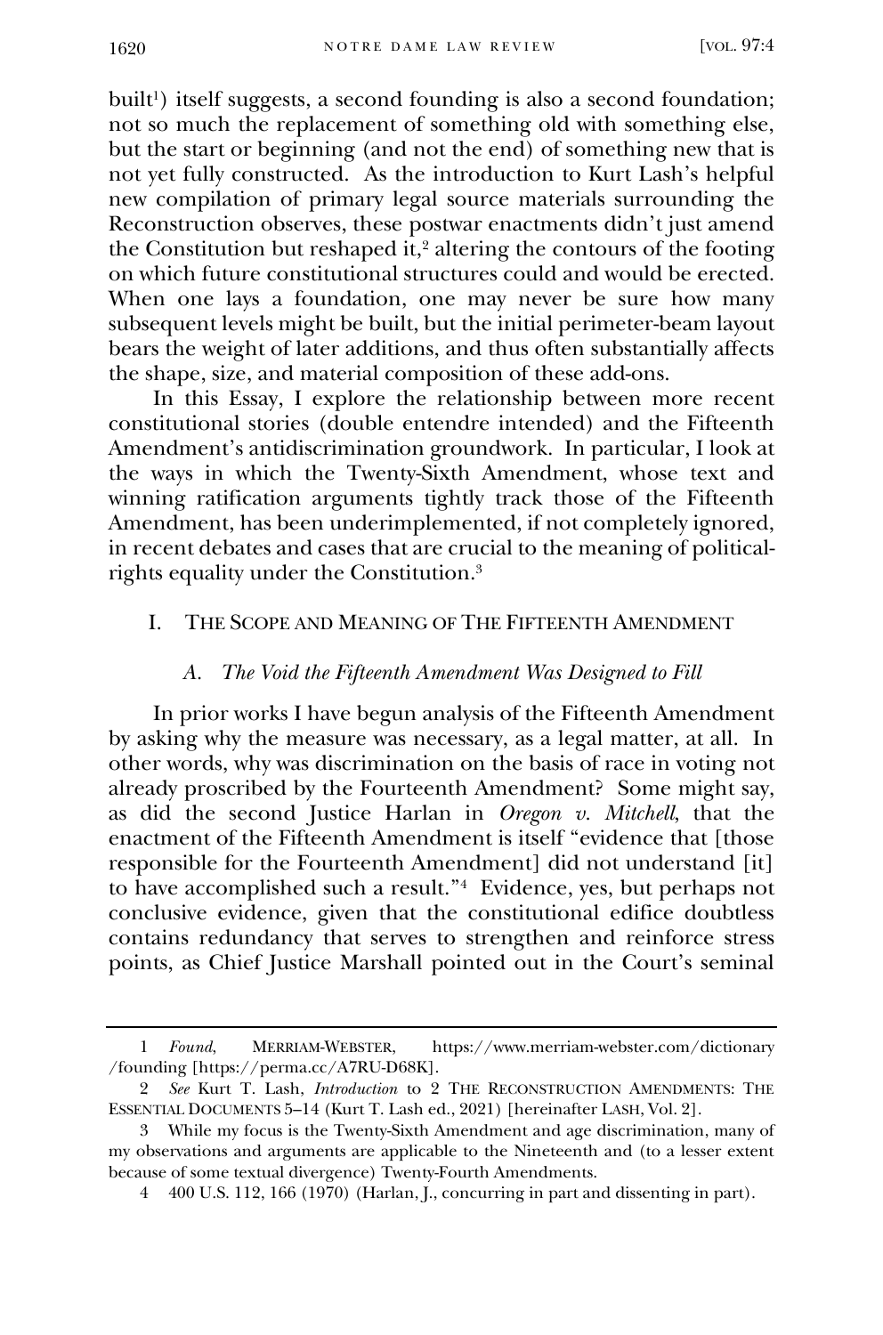built[1]) itself suggests, a second founding is also a second foundation; not so much the replacement of something old with something else, but the start or beginning (and not the end) of something new that is not yet fully constructed. As the introduction to Kurt Lash's helpful new compilation of primary legal source materials surrounding the Reconstruction observes, these postwar enactments didn't just amend the Constitution but reshaped it,[2] altering the contours of the footing on which future constitutional structures could and would be erected. When one lays a foundation, one may never be sure how many subsequent levels might be built, but the initial perimeter-beam layout bears the weight of later additions, and thus often substantially affects the shape, size, and material composition of these add-ons.

In this Essay, I explore the relationship between more recent constitutional stories (double entendre intended) and the Fifteenth Amendment's antidiscrimination groundwork. In particular, I look at the ways in which the Twenty-Sixth Amendment, whose text and winning ratification arguments tightly track those of the Fifteenth Amendment, has been underimplemented, if not completely ignored, in recent debates and cases that are crucial to the meaning of political-rights equality under the Constitution.[3]

## I. The Scope and Meaning of The Fifteenth Amendment

### A. *The Void the Fifteenth Amendment Was Designed to Fill*

In prior works I have begun analysis of the Fifteenth Amendment by asking why the measure was necessary, as a legal matter, at all. In other words, why was discrimination on the basis of race in voting not already proscribed by the Fourteenth Amendment? Some might say, as did the second Justice Harlan in *Oregon v. Mitchell*, that the enactment of the Fifteenth Amendment is itself "evidence that [those responsible for the Fourteenth Amendment] did not understand [it] to have accomplished such a result."[4] Evidence, yes, but perhaps not conclusive evidence, given that the constitutional edifice doubtless contains redundancy that serves to strengthen and reinforce stress points, as Chief Justice Marshall pointed out in the Court's seminal

---

1 *Found*, MERRIAM-WEBSTER, https://www.merriam-webster.com/dictionary/founding [https://perma.cc/A7RU-D68K].

2 *See* Kurt T. Lash, *Introduction* to 2 THE RECONSTRUCTION AMENDMENTS: THE ESSENTIAL DOCUMENTS 5–14 (Kurt T. Lash ed., 2021) [hereinafter LASH, Vol. 2].

3 While my focus is the Twenty-Sixth Amendment and age discrimination, many of my observations and arguments are applicable to the Nineteenth and (to a lesser extent because of some textual divergence) Twenty-Fourth Amendments.

4 400 U.S. 112, 166 (1970) (Harlan, J., concurring in part and dissenting in part).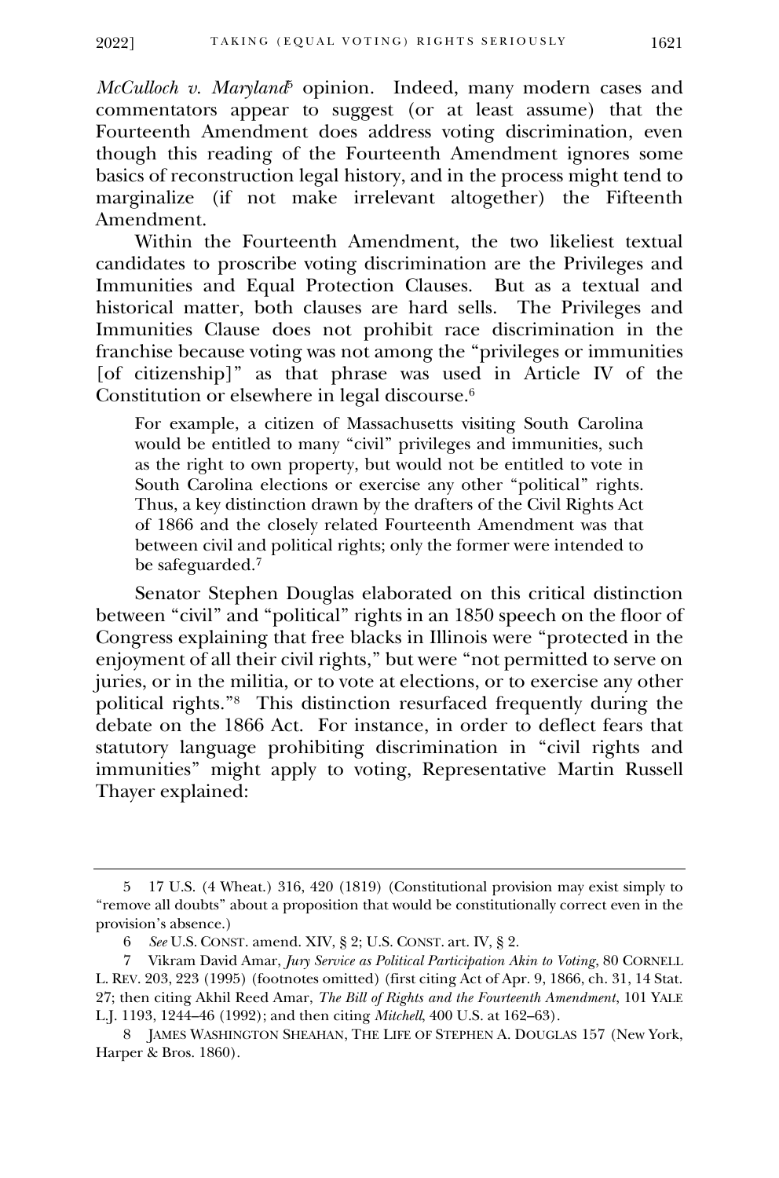*McCulloch v. Maryland*[5] opinion. Indeed, many modern cases and commentators appear to suggest (or at least assume) that the Fourteenth Amendment does address voting discrimination, even though this reading of the Fourteenth Amendment ignores some basics of reconstruction legal history, and in the process might tend to marginalize (if not make irrelevant altogether) the Fifteenth Amendment.

Within the Fourteenth Amendment, the two likeliest textual candidates to proscribe voting discrimination are the Privileges and Immunities and Equal Protection Clauses. But as a textual and historical matter, both clauses are hard sells. The Privileges and Immunities Clause does not prohibit race discrimination in the franchise because voting was not among the "privileges or immunities [of citizenship]" as that phrase was used in Article IV of the Constitution or elsewhere in legal discourse.[6]

> For example, a citizen of Massachusetts visiting South Carolina would be entitled to many "civil" privileges and immunities, such as the right to own property, but would not be entitled to vote in South Carolina elections or exercise any other "political" rights. Thus, a key distinction drawn by the drafters of the Civil Rights Act of 1866 and the closely related Fourteenth Amendment was that between civil and political rights; only the former were intended to be safeguarded.[7]

Senator Stephen Douglas elaborated on this critical distinction between "civil" and "political" rights in an 1850 speech on the floor of Congress explaining that free blacks in Illinois were "protected in the enjoyment of all their civil rights," but were "not permitted to serve on juries, or in the militia, or to vote at elections, or to exercise any other political rights."[8] This distinction resurfaced frequently during the debate on the 1866 Act. For instance, in order to deflect fears that statutory language prohibiting discrimination in "civil rights and immunities" might apply to voting, Representative Martin Russell Thayer explained:

---

5 17 U.S. (4 Wheat.) 316, 420 (1819) (Constitutional provision may exist simply to "remove all doubts" about a proposition that would be constitutionally correct even in the provision's absence.)

6 *See* U.S. CONST. amend. XIV, § 2; U.S. CONST. art. IV, § 2.

7 Vikram David Amar, *Jury Service as Political Participation Akin to Voting*, 80 CORNELL L. REV. 203, 223 (1995) (footnotes omitted) (first citing Act of Apr. 9, 1866, ch. 31, 14 Stat. 27; then citing Akhil Reed Amar, *The Bill of Rights and the Fourteenth Amendment*, 101 YALE L.J. 1193, 1244–46 (1992); and then citing *Mitchell*, 400 U.S. at 162–63).

8 JAMES WASHINGTON SHEAHAN, THE LIFE OF STEPHEN A. DOUGLAS 157 (New York, Harper & Bros. 1860).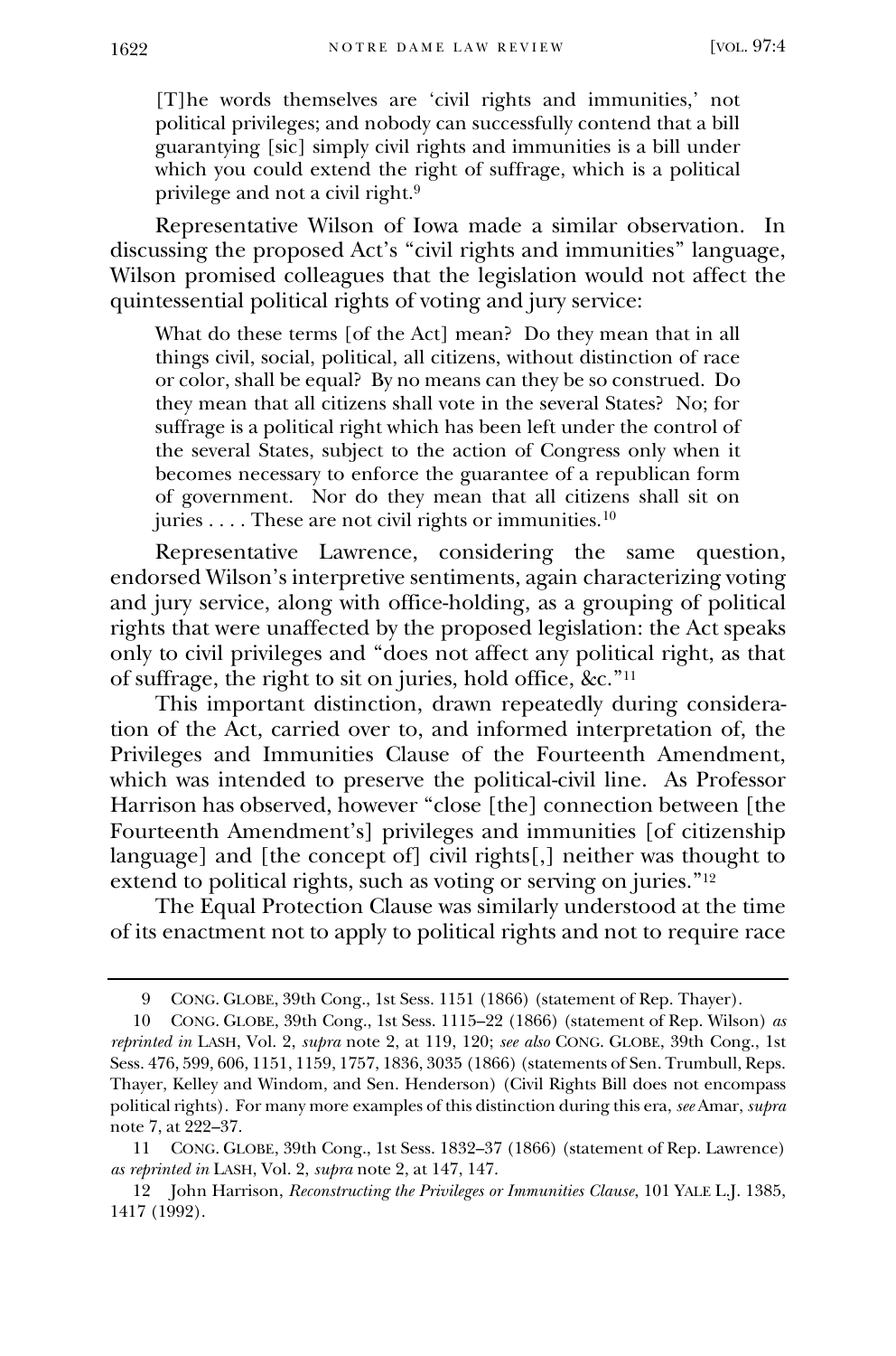> [T]he words themselves are 'civil rights and immunities,' not political privileges; and nobody can successfully contend that a bill guarantying [sic] simply civil rights and immunities is a bill under which you could extend the right of suffrage, which is a political privilege and not a civil right.[9]

Representative Wilson of Iowa made a similar observation. In discussing the proposed Act's "civil rights and immunities" language, Wilson promised colleagues that the legislation would not affect the quintessential political rights of voting and jury service:

> What do these terms [of the Act] mean? Do they mean that in all things civil, social, political, all citizens, without distinction of race or color, shall be equal? By no means can they be so construed. Do they mean that all citizens shall vote in the several States? No; for suffrage is a political right which has been left under the control of the several States, subject to the action of Congress only when it becomes necessary to enforce the guarantee of a republican form of government. Nor do they mean that all citizens shall sit on juries . . . . These are not civil rights or immunities.[10]

Representative Lawrence, considering the same question, endorsed Wilson's interpretive sentiments, again characterizing voting and jury service, along with office-holding, as a grouping of political rights that were unaffected by the proposed legislation: the Act speaks only to civil privileges and "does not affect any political right, as that of suffrage, the right to sit on juries, hold office, &c."[11]

This important distinction, drawn repeatedly during consideration of the Act, carried over to, and informed interpretation of, the Privileges and Immunities Clause of the Fourteenth Amendment, which was intended to preserve the political-civil line. As Professor Harrison has observed, however "close [the] connection between [the Fourteenth Amendment's] privileges and immunities [of citizenship language] and [the concept of] civil rights[,] neither was thought to extend to political rights, such as voting or serving on juries."[12]

The Equal Protection Clause was similarly understood at the time of its enactment not to apply to political rights and not to require race

---

9 CONG. GLOBE, 39th Cong., 1st Sess. 1151 (1866) (statement of Rep. Thayer).

10 CONG. GLOBE, 39th Cong., 1st Sess. 1115–22 (1866) (statement of Rep. Wilson) *as reprinted in* LASH, Vol. 2, *supra* note 2, at 119, 120; *see also* CONG. GLOBE, 39th Cong., 1st Sess. 476, 599, 606, 1151, 1159, 1757, 1836, 3035 (1866) (statements of Sen. Trumbull, Reps. Thayer, Kelley and Windom, and Sen. Henderson) (Civil Rights Bill does not encompass political rights). For many more examples of this distinction during this era, *see* Amar, *supra* note 7, at 222–37.

11 CONG. GLOBE, 39th Cong., 1st Sess. 1832–37 (1866) (statement of Rep. Lawrence) *as reprinted in* LASH, Vol. 2, *supra* note 2, at 147, 147.

12 John Harrison, *Reconstructing the Privileges or Immunities Clause*, 101 YALE L.J. 1385, 1417 (1992).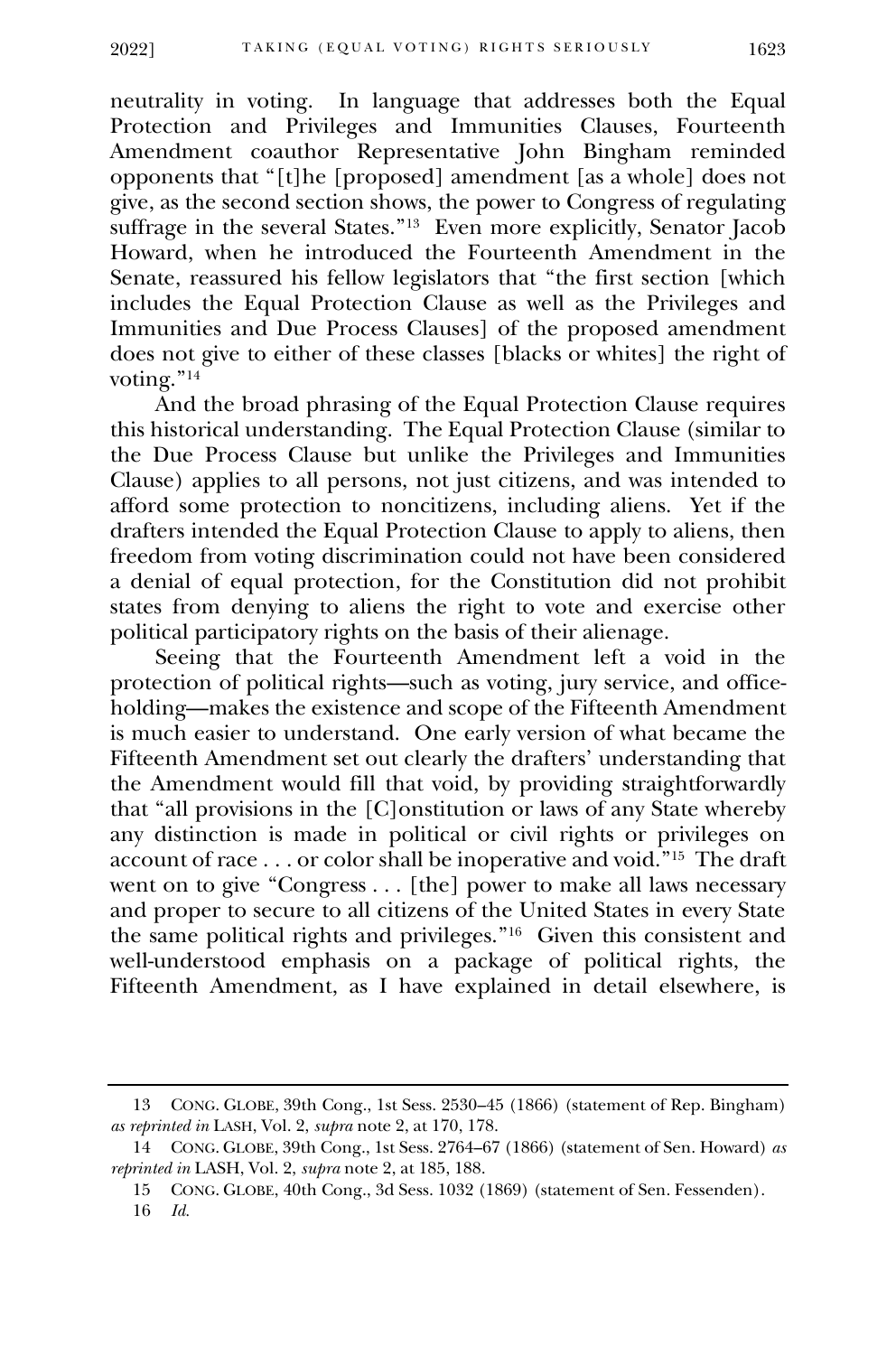neutrality in voting. In language that addresses both the Equal Protection and Privileges and Immunities Clauses, Fourteenth Amendment coauthor Representative John Bingham reminded opponents that "[t]he [proposed] amendment [as a whole] does not give, as the second section shows, the power to Congress of regulating suffrage in the several States."[13] Even more explicitly, Senator Jacob Howard, when he introduced the Fourteenth Amendment in the Senate, reassured his fellow legislators that "the first section [which includes the Equal Protection Clause as well as the Privileges and Immunities and Due Process Clauses] of the proposed amendment does not give to either of these classes [blacks or whites] the right of voting."[14]

And the broad phrasing of the Equal Protection Clause requires this historical understanding. The Equal Protection Clause (similar to the Due Process Clause but unlike the Privileges and Immunities Clause) applies to all persons, not just citizens, and was intended to afford some protection to noncitizens, including aliens. Yet if the drafters intended the Equal Protection Clause to apply to aliens, then freedom from voting discrimination could not have been considered a denial of equal protection, for the Constitution did not prohibit states from denying to aliens the right to vote and exercise other political participatory rights on the basis of their alienage.

Seeing that the Fourteenth Amendment left a void in the protection of political rights—such as voting, jury service, and office-holding—makes the existence and scope of the Fifteenth Amendment is much easier to understand. One early version of what became the Fifteenth Amendment set out clearly the drafters' understanding that the Amendment would fill that void, by providing straightforwardly that "all provisions in the [C]onstitution or laws of any State whereby any distinction is made in political or civil rights or privileges on account of race . . . or color shall be inoperative and void."[15] The draft went on to give "Congress . . . [the] power to make all laws necessary and proper to secure to all citizens of the United States in every State the same political rights and privileges."[16] Given this consistent and well-understood emphasis on a package of political rights, the Fifteenth Amendment, as I have explained in detail elsewhere, is

---

13 CONG. GLOBE, 39th Cong., 1st Sess. 2530–45 (1866) (statement of Rep. Bingham) *as reprinted in* LASH, Vol. 2, *supra* note 2, at 170, 178.

14 CONG. GLOBE, 39th Cong., 1st Sess. 2764–67 (1866) (statement of Sen. Howard) *as reprinted in* LASH, Vol. 2, *supra* note 2, at 185, 188.

15 CONG. GLOBE, 40th Cong., 3d Sess. 1032 (1869) (statement of Sen. Fessenden).

16 *Id.*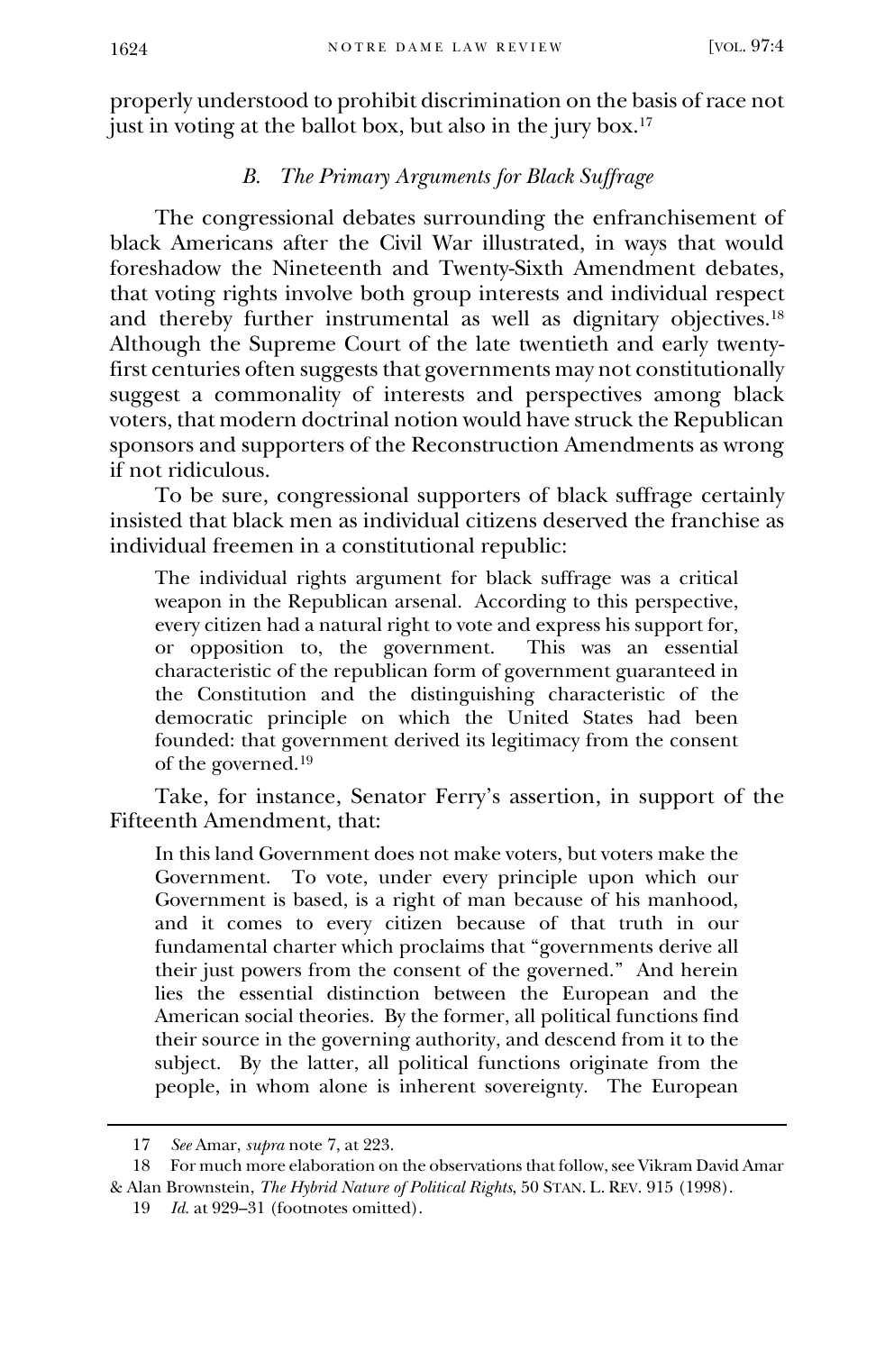properly understood to prohibit discrimination on the basis of race not just in voting at the ballot box, but also in the jury box.[17]

### *B. The Primary Arguments for Black Suffrage*

The congressional debates surrounding the enfranchisement of black Americans after the Civil War illustrated, in ways that would foreshadow the Nineteenth and Twenty-Sixth Amendment debates, that voting rights involve both group interests and individual respect and thereby further instrumental as well as dignitary objectives.[18] Although the Supreme Court of the late twentieth and early twenty-first centuries often suggests that governments may not constitutionally suggest a commonality of interests and perspectives among black voters, that modern doctrinal notion would have struck the Republican sponsors and supporters of the Reconstruction Amendments as wrong if not ridiculous.

To be sure, congressional supporters of black suffrage certainly insisted that black men as individual citizens deserved the franchise as individual freemen in a constitutional republic:

> The individual rights argument for black suffrage was a critical weapon in the Republican arsenal. According to this perspective, every citizen had a natural right to vote and express his support for, or opposition to, the government. This was an essential characteristic of the republican form of government guaranteed in the Constitution and the distinguishing characteristic of the democratic principle on which the United States had been founded: that government derived its legitimacy from the consent of the governed.[19]

Take, for instance, Senator Ferry's assertion, in support of the Fifteenth Amendment, that:

> In this land Government does not make voters, but voters make the Government. To vote, under every principle upon which our Government is based, is a right of man because of his manhood, and it comes to every citizen because of that truth in our fundamental charter which proclaims that "governments derive all their just powers from the consent of the governed." And herein lies the essential distinction between the European and the American social theories. By the former, all political functions find their source in the governing authority, and descend from it to the subject. By the latter, all political functions originate from the people, in whom alone is inherent sovereignty. The European

---

17 *See* Amar, *supra* note 7, at 223.

18 For much more elaboration on the observations that follow, see Vikram David Amar & Alan Brownstein, *The Hybrid Nature of Political Rights*, 50 STAN. L. REV. 915 (1998).

19 *Id.* at 929–31 (footnotes omitted).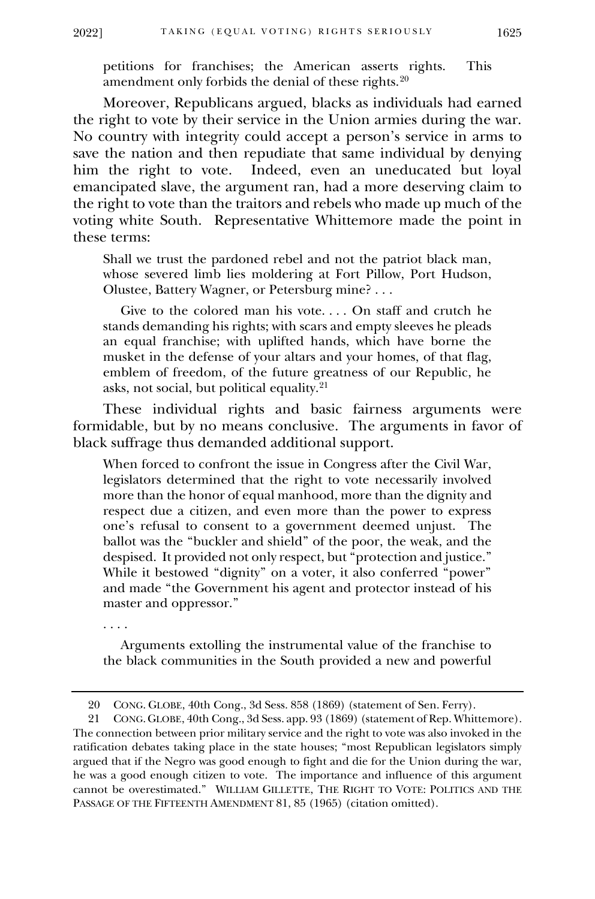petitions for franchises; the American asserts rights. This amendment only forbids the denial of these rights.[20]

Moreover, Republicans argued, blacks as individuals had earned the right to vote by their service in the Union armies during the war. No country with integrity could accept a person's service in arms to save the nation and then repudiate that same individual by denying him the right to vote. Indeed, even an uneducated but loyal emancipated slave, the argument ran, had a more deserving claim to the right to vote than the traitors and rebels who made up much of the voting white South. Representative Whittemore made the point in these terms:

> Shall we trust the pardoned rebel and not the patriot black man, whose severed limb lies moldering at Fort Pillow, Port Hudson, Olustee, Battery Wagner, or Petersburg mine? . . .
>
> Give to the colored man his vote. . . . On staff and crutch he stands demanding his rights; with scars and empty sleeves he pleads an equal franchise; with uplifted hands, which have borne the musket in the defense of your altars and your homes, of that flag, emblem of freedom, of the future greatness of our Republic, he asks, not social, but political equality.[21]

These individual rights and basic fairness arguments were formidable, but by no means conclusive. The arguments in favor of black suffrage thus demanded additional support.

> When forced to confront the issue in Congress after the Civil War, legislators determined that the right to vote necessarily involved more than the honor of equal manhood, more than the dignity and respect due a citizen, and even more than the power to express one's refusal to consent to a government deemed unjust. The ballot was the "buckler and shield" of the poor, the weak, and the despised. It provided not only respect, but "protection and justice." While it bestowed "dignity" on a voter, it also conferred "power" and made "the Government his agent and protector instead of his master and oppressor."
>
> . . . .
>
> Arguments extolling the instrumental value of the franchise to the black communities in the South provided a new and powerful

---

20 CONG. GLOBE, 40th Cong., 3d Sess. 858 (1869) (statement of Sen. Ferry).

21 CONG. GLOBE, 40th Cong., 3d Sess. app. 93 (1869) (statement of Rep. Whittemore). The connection between prior military service and the right to vote was also invoked in the ratification debates taking place in the state houses; "most Republican legislators simply argued that if the Negro was good enough to fight and die for the Union during the war, he was a good enough citizen to vote. The importance and influence of this argument cannot be overestimated." WILLIAM GILLETTE, THE RIGHT TO VOTE: POLITICS AND THE PASSAGE OF THE FIFTEENTH AMENDMENT 81, 85 (1965) (citation omitted).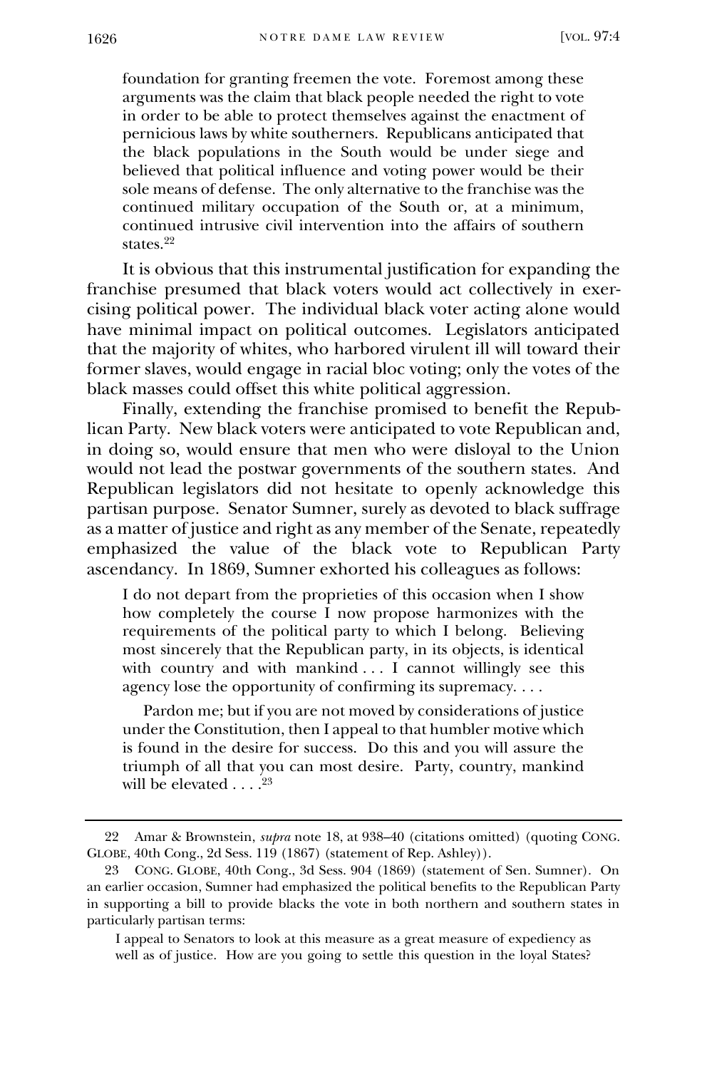> foundation for granting freemen the vote. Foremost among these arguments was the claim that black people needed the right to vote in order to be able to protect themselves against the enactment of pernicious laws by white southerners. Republicans anticipated that the black populations in the South would be under siege and believed that political influence and voting power would be their sole means of defense. The only alternative to the franchise was the continued military occupation of the South or, at a minimum, continued intrusive civil intervention into the affairs of southern states.[22]

It is obvious that this instrumental justification for expanding the franchise presumed that black voters would act collectively in exercising political power. The individual black voter acting alone would have minimal impact on political outcomes. Legislators anticipated that the majority of whites, who harbored virulent ill will toward their former slaves, would engage in racial bloc voting; only the votes of the black masses could offset this white political aggression.

Finally, extending the franchise promised to benefit the Republican Party. New black voters were anticipated to vote Republican and, in doing so, would ensure that men who were disloyal to the Union would not lead the postwar governments of the southern states. And Republican legislators did not hesitate to openly acknowledge this partisan purpose. Senator Sumner, surely as devoted to black suffrage as a matter of justice and right as any member of the Senate, repeatedly emphasized the value of the black vote to Republican Party ascendancy. In 1869, Sumner exhorted his colleagues as follows:

> I do not depart from the proprieties of this occasion when I show how completely the course I now propose harmonizes with the requirements of the political party to which I belong. Believing most sincerely that the Republican party, in its objects, is identical with country and with mankind . . . I cannot willingly see this agency lose the opportunity of confirming its supremacy. . . .
>
> Pardon me; but if you are not moved by considerations of justice under the Constitution, then I appeal to that humbler motive which is found in the desire for success. Do this and you will assure the triumph of all that you can most desire. Party, country, mankind will be elevated . . . .[23]

---

22 Amar & Brownstein, *supra* note 18, at 938–40 (citations omitted) (quoting CONG. GLOBE, 40th Cong., 2d Sess. 119 (1867) (statement of Rep. Ashley)).

23 CONG. GLOBE, 40th Cong., 3d Sess. 904 (1869) (statement of Sen. Sumner). On an earlier occasion, Sumner had emphasized the political benefits to the Republican Party in supporting a bill to provide blacks the vote in both northern and southern states in particularly partisan terms:

> I appeal to Senators to look at this measure as a great measure of expediency as well as of justice. How are you going to settle this question in the loyal States?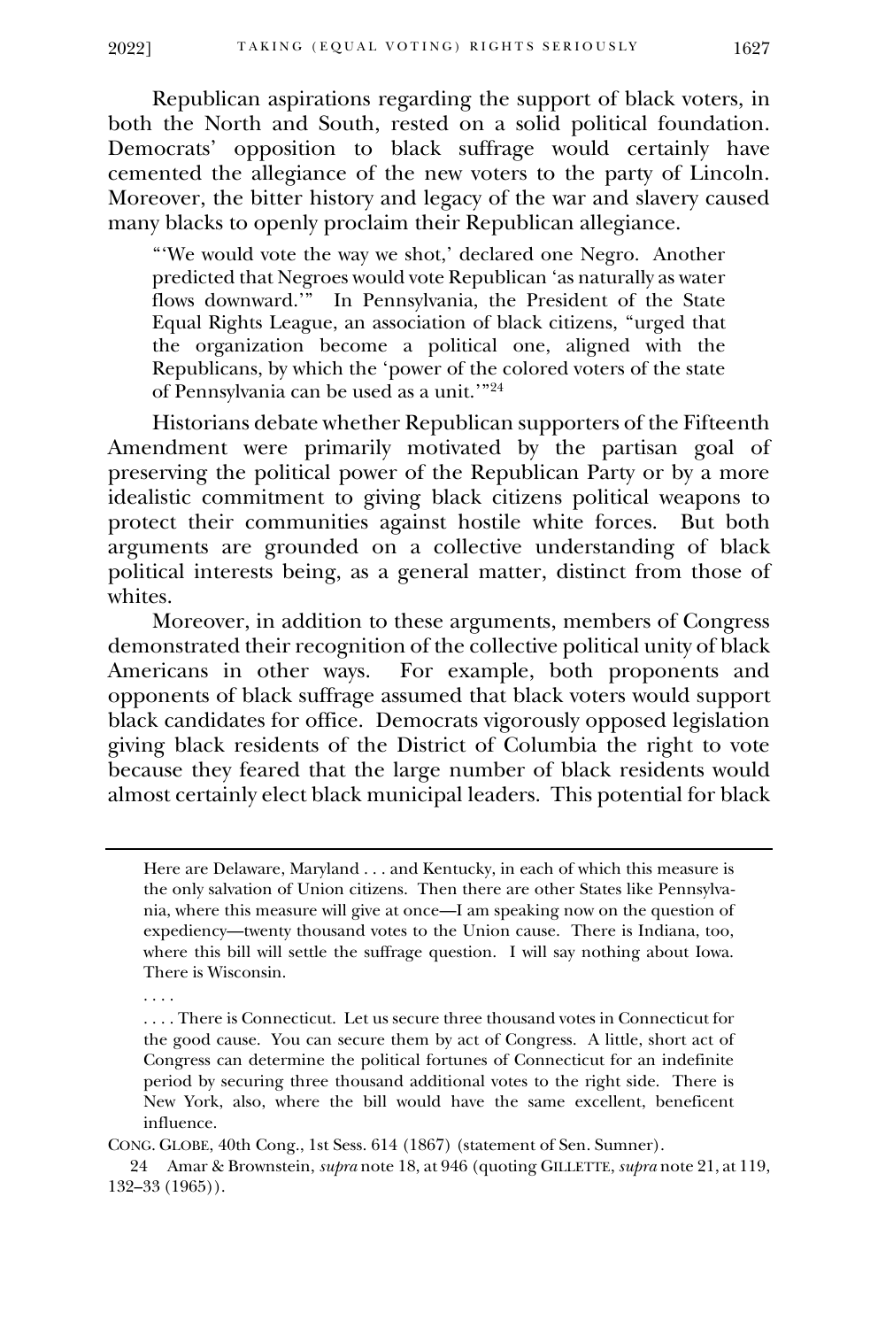Republican aspirations regarding the support of black voters, in both the North and South, rested on a solid political foundation. Democrats' opposition to black suffrage would certainly have cemented the allegiance of the new voters to the party of Lincoln. Moreover, the bitter history and legacy of the war and slavery caused many blacks to openly proclaim their Republican allegiance.

> "'We would vote the way we shot,' declared one Negro. Another predicted that Negroes would vote Republican 'as naturally as water flows downward.'" In Pennsylvania, the President of the State Equal Rights League, an association of black citizens, "urged that the organization become a political one, aligned with the Republicans, by which the 'power of the colored voters of the state of Pennsylvania can be used as a unit.'"[24]

Historians debate whether Republican supporters of the Fifteenth Amendment were primarily motivated by the partisan goal of preserving the political power of the Republican Party or by a more idealistic commitment to giving black citizens political weapons to protect their communities against hostile white forces. But both arguments are grounded on a collective understanding of black political interests being, as a general matter, distinct from those of whites.

Moreover, in addition to these arguments, members of Congress demonstrated their recognition of the collective political unity of black Americans in other ways. For example, both proponents and opponents of black suffrage assumed that black voters would support black candidates for office. Democrats vigorously opposed legislation giving black residents of the District of Columbia the right to vote because they feared that the large number of black residents would almost certainly elect black municipal leaders. This potential for black

---

> Here are Delaware, Maryland . . . and Kentucky, in each of which this measure is the only salvation of Union citizens. Then there are other States like Pennsylvania, where this measure will give at once—I am speaking now on the question of expediency—twenty thousand votes to the Union cause. There is Indiana, too, where this bill will settle the suffrage question. I will say nothing about Iowa. There is Wisconsin.
>
> . . . .
>
> . . . . There is Connecticut. Let us secure three thousand votes in Connecticut for the good cause. You can secure them by act of Congress. A little, short act of Congress can determine the political fortunes of Connecticut for an indefinite period by securing three thousand additional votes to the right side. There is New York, also, where the bill would have the same excellent, beneficent influence.

CONG. GLOBE, 40th Cong., 1st Sess. 614 (1867) (statement of Sen. Sumner).

24 Amar & Brownstein, *supra* note 18, at 946 (quoting GILLETTE, *supra* note 21, at 119, 132–33 (1965)).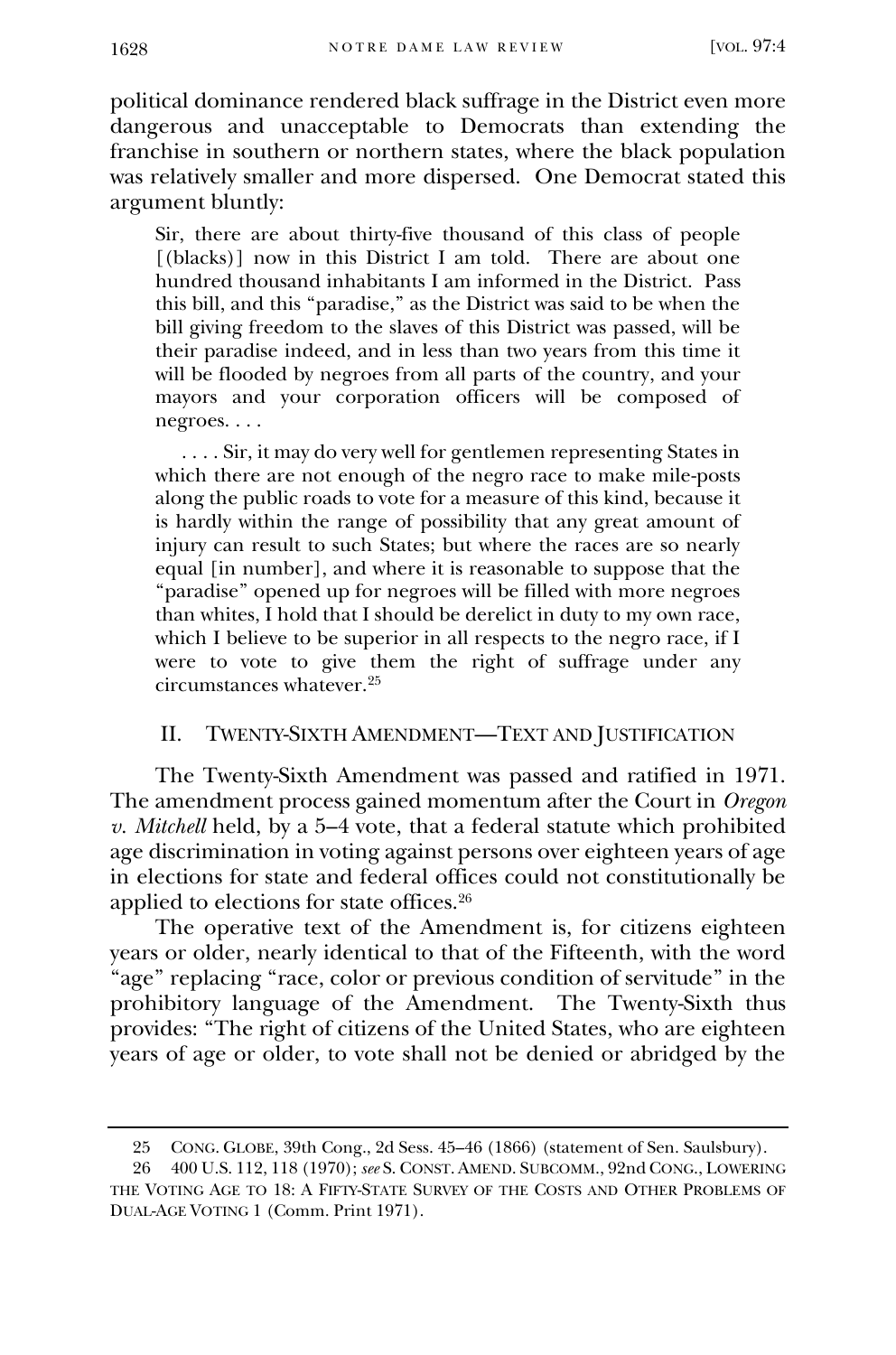political dominance rendered black suffrage in the District even more dangerous and unacceptable to Democrats than extending the franchise in southern or northern states, where the black population was relatively smaller and more dispersed. One Democrat stated this argument bluntly:

> Sir, there are about thirty-five thousand of this class of people [(blacks)] now in this District I am told. There are about one hundred thousand inhabitants I am informed in the District. Pass this bill, and this "paradise," as the District was said to be when the bill giving freedom to the slaves of this District was passed, will be their paradise indeed, and in less than two years from this time it will be flooded by negroes from all parts of the country, and your mayors and your corporation officers will be composed of negroes. . . .
>
> . . . . Sir, it may do very well for gentlemen representing States in which there are not enough of the negro race to make mile-posts along the public roads to vote for a measure of this kind, because it is hardly within the range of possibility that any great amount of injury can result to such States; but where the races are so nearly equal [in number], and where it is reasonable to suppose that the "paradise" opened up for negroes will be filled with more negroes than whites, I hold that I should be derelict in duty to my own race, which I believe to be superior in all respects to the negro race, if I were to vote to give them the right of suffrage under any circumstances whatever.[25]

## II. Twenty-Sixth Amendment—Text and Justification

The Twenty-Sixth Amendment was passed and ratified in 1971. The amendment process gained momentum after the Court in *Oregon v. Mitchell* held, by a 5–4 vote, that a federal statute which prohibited age discrimination in voting against persons over eighteen years of age in elections for state and federal offices could not constitutionally be applied to elections for state offices.[26]

The operative text of the Amendment is, for citizens eighteen years or older, nearly identical to that of the Fifteenth, with the word "age" replacing "race, color or previous condition of servitude" in the prohibitory language of the Amendment. The Twenty-Sixth thus provides: "The right of citizens of the United States, who are eighteen years of age or older, to vote shall not be denied or abridged by the

---

25 Cong. Globe, 39th Cong., 2d Sess. 45–46 (1866) (statement of Sen. Saulsbury).

26 400 U.S. 112, 118 (1970); *see* S. Const. Amend. Subcomm., 92nd Cong., Lowering the Voting Age to 18: A Fifty-State Survey of the Costs and Other Problems of Dual-Age Voting 1 (Comm. Print 1971).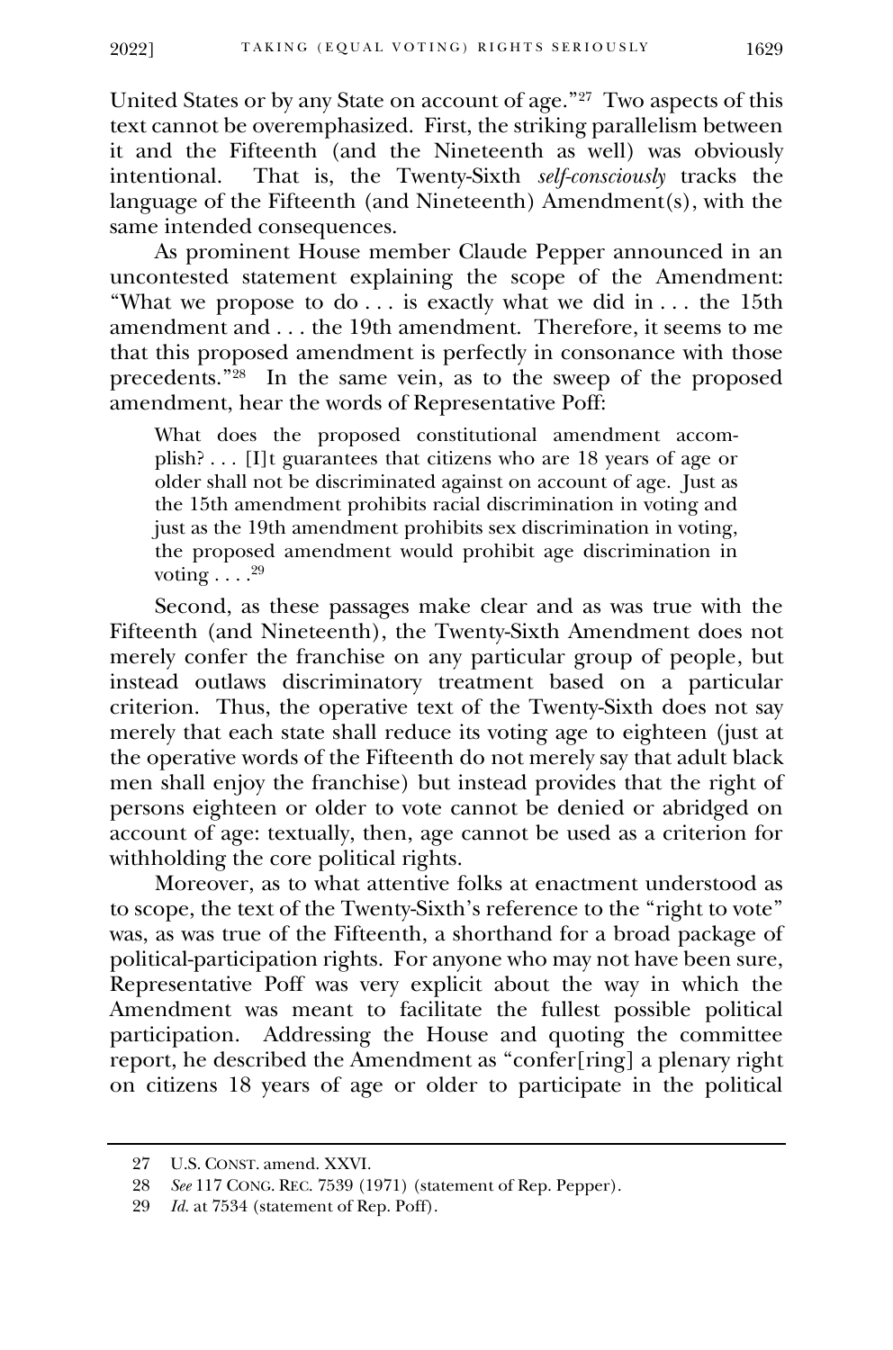United States or by any State on account of age."[27] Two aspects of this text cannot be overemphasized. First, the striking parallelism between it and the Fifteenth (and the Nineteenth as well) was obviously intentional. That is, the Twenty-Sixth *self-consciously* tracks the language of the Fifteenth (and Nineteenth) Amendment(s), with the same intended consequences.

As prominent House member Claude Pepper announced in an uncontested statement explaining the scope of the Amendment: "What we propose to do . . . is exactly what we did in . . . the 15th amendment and . . . the 19th amendment. Therefore, it seems to me that this proposed amendment is perfectly in consonance with those precedents."[28] In the same vein, as to the sweep of the proposed amendment, hear the words of Representative Poff:

> What does the proposed constitutional amendment accomplish? . . . [I]t guarantees that citizens who are 18 years of age or older shall not be discriminated against on account of age. Just as the 15th amendment prohibits racial discrimination in voting and just as the 19th amendment prohibits sex discrimination in voting, the proposed amendment would prohibit age discrimination in voting . . . .[29]

Second, as these passages make clear and as was true with the Fifteenth (and Nineteenth), the Twenty-Sixth Amendment does not merely confer the franchise on any particular group of people, but instead outlaws discriminatory treatment based on a particular criterion. Thus, the operative text of the Twenty-Sixth does not say merely that each state shall reduce its voting age to eighteen (just at the operative words of the Fifteenth do not merely say that adult black men shall enjoy the franchise) but instead provides that the right of persons eighteen or older to vote cannot be denied or abridged on account of age: textually, then, age cannot be used as a criterion for withholding the core political rights.

Moreover, as to what attentive folks at enactment understood as to scope, the text of the Twenty-Sixth's reference to the "right to vote" was, as was true of the Fifteenth, a shorthand for a broad package of political-participation rights. For anyone who may not have been sure, Representative Poff was very explicit about the way in which the Amendment was meant to facilitate the fullest possible political participation. Addressing the House and quoting the committee report, he described the Amendment as "confer[ring] a plenary right on citizens 18 years of age or older to participate in the political

---

27 U.S. CONST. amend. XXVI.

28 *See* 117 CONG. REC. 7539 (1971) (statement of Rep. Pepper).

29 *Id.* at 7534 (statement of Rep. Poff).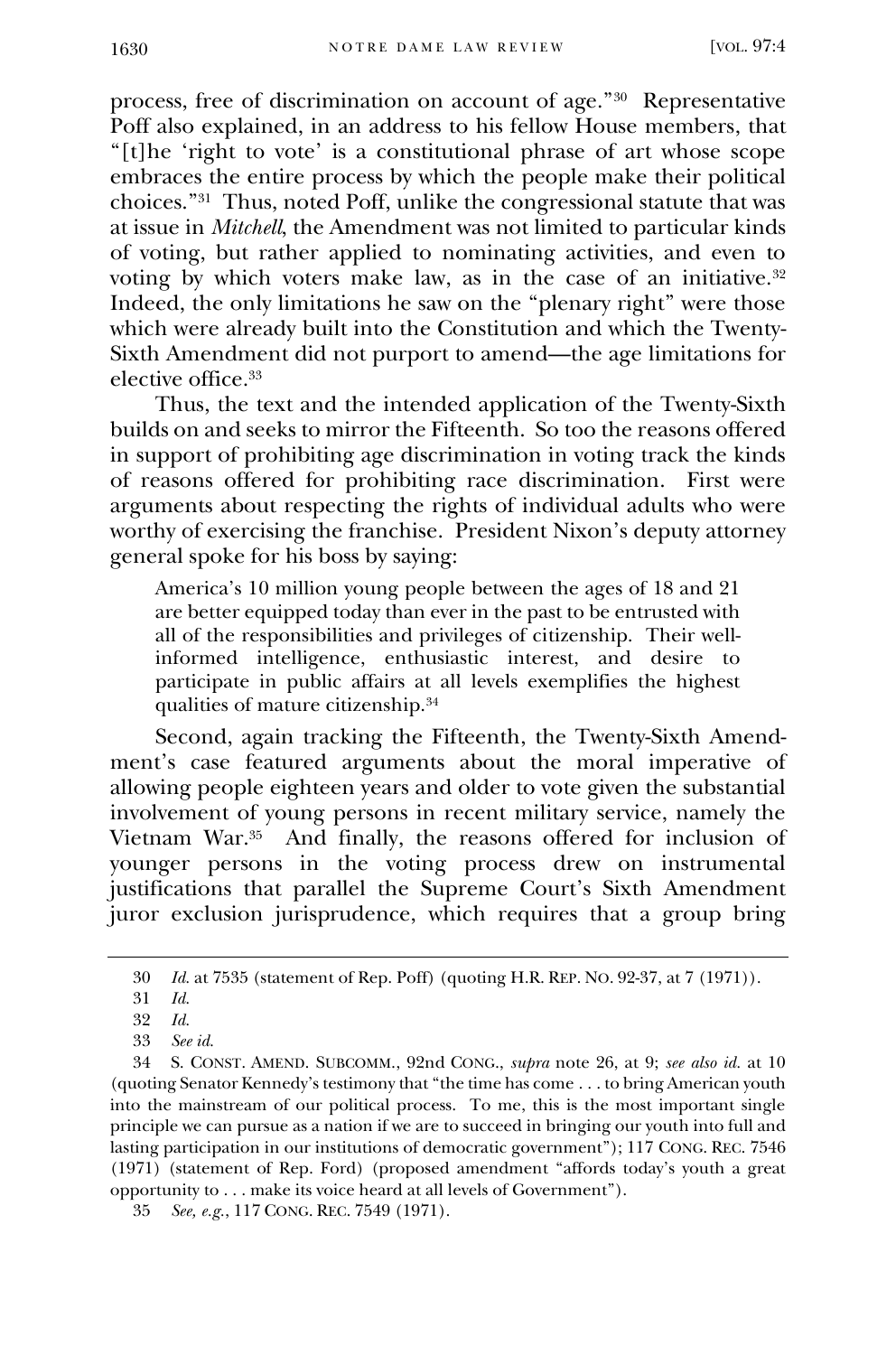process, free of discrimination on account of age."[30] Representative Poff also explained, in an address to his fellow House members, that "[t]he 'right to vote' is a constitutional phrase of art whose scope embraces the entire process by which the people make their political choices."[31] Thus, noted Poff, unlike the congressional statute that was at issue in *Mitchell*, the Amendment was not limited to particular kinds of voting, but rather applied to nominating activities, and even to voting by which voters make law, as in the case of an initiative.[32] Indeed, the only limitations he saw on the "plenary right" were those which were already built into the Constitution and which the Twenty-Sixth Amendment did not purport to amend—the age limitations for elective office.[33]

Thus, the text and the intended application of the Twenty-Sixth builds on and seeks to mirror the Fifteenth. So too the reasons offered in support of prohibiting age discrimination in voting track the kinds of reasons offered for prohibiting race discrimination. First were arguments about respecting the rights of individual adults who were worthy of exercising the franchise. President Nixon's deputy attorney general spoke for his boss by saying:

> America's 10 million young people between the ages of 18 and 21 are better equipped today than ever in the past to be entrusted with all of the responsibilities and privileges of citizenship. Their well-informed intelligence, enthusiastic interest, and desire to participate in public affairs at all levels exemplifies the highest qualities of mature citizenship.[34]

Second, again tracking the Fifteenth, the Twenty-Sixth Amendment's case featured arguments about the moral imperative of allowing people eighteen years and older to vote given the substantial involvement of young persons in recent military service, namely the Vietnam War.[35] And finally, the reasons offered for inclusion of younger persons in the voting process drew on instrumental justifications that parallel the Supreme Court's Sixth Amendment juror exclusion jurisprudence, which requires that a group bring

---

30 *Id.* at 7535 (statement of Rep. Poff) (quoting H.R. REP. NO. 92-37, at 7 (1971)).

31 *Id.*

32 *Id.*

33 *See id.*

34 S. CONST. AMEND. SUBCOMM., 92nd CONG., *supra* note 26, at 9; *see also id.* at 10 (quoting Senator Kennedy's testimony that "the time has come . . . to bring American youth into the mainstream of our political process. To me, this is the most important single principle we can pursue as a nation if we are to succeed in bringing our youth into full and lasting participation in our institutions of democratic government"); 117 CONG. REC. 7546 (1971) (statement of Rep. Ford) (proposed amendment "affords today's youth a great opportunity to . . . make its voice heard at all levels of Government").

35 *See, e.g.*, 117 CONG. REC. 7549 (1971).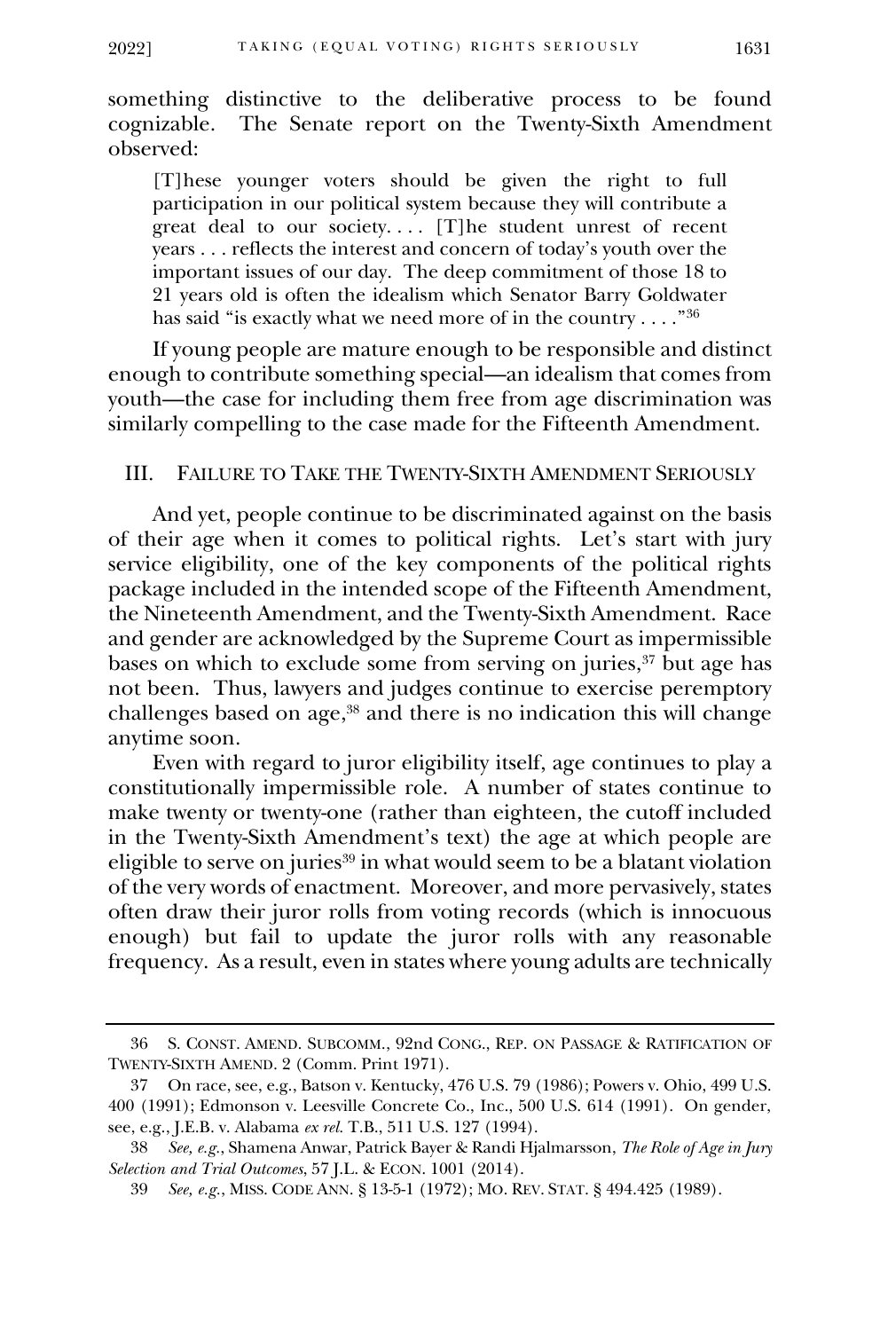something distinctive to the deliberative process to be found cognizable. The Senate report on the Twenty-Sixth Amendment observed:

> [T]hese younger voters should be given the right to full participation in our political system because they will contribute a great deal to our society. . . . [T]he student unrest of recent years . . . reflects the interest and concern of today's youth over the important issues of our day. The deep commitment of those 18 to 21 years old is often the idealism which Senator Barry Goldwater has said "is exactly what we need more of in the country . . . ."[36]

If young people are mature enough to be responsible and distinct enough to contribute something special—an idealism that comes from youth—the case for including them free from age discrimination was similarly compelling to the case made for the Fifteenth Amendment.

## III. Failure to Take the Twenty-Sixth Amendment Seriously

And yet, people continue to be discriminated against on the basis of their age when it comes to political rights. Let's start with jury service eligibility, one of the key components of the political rights package included in the intended scope of the Fifteenth Amendment, the Nineteenth Amendment, and the Twenty-Sixth Amendment. Race and gender are acknowledged by the Supreme Court as impermissible bases on which to exclude some from serving on juries,[37] but age has not been. Thus, lawyers and judges continue to exercise peremptory challenges based on age,[38] and there is no indication this will change anytime soon.

Even with regard to juror eligibility itself, age continues to play a constitutionally impermissible role. A number of states continue to make twenty or twenty-one (rather than eighteen, the cutoff included in the Twenty-Sixth Amendment's text) the age at which people are eligible to serve on juries[39] in what would seem to be a blatant violation of the very words of enactment. Moreover, and more pervasively, states often draw their juror rolls from voting records (which is innocuous enough) but fail to update the juror rolls with any reasonable frequency. As a result, even in states where young adults are technically

---

36 S. Const. Amend. Subcomm., 92nd Cong., Rep. on Passage & Ratification of Twenty-Sixth Amend. 2 (Comm. Print 1971).

37 On race, see, e.g., Batson v. Kentucky, 476 U.S. 79 (1986); Powers v. Ohio, 499 U.S. 400 (1991); Edmonson v. Leesville Concrete Co., Inc., 500 U.S. 614 (1991). On gender, see, e.g., J.E.B. v. Alabama *ex rel.* T.B., 511 U.S. 127 (1994).

38 *See, e.g.*, Shamena Anwar, Patrick Bayer & Randi Hjalmarsson, *The Role of Age in Jury Selection and Trial Outcomes*, 57 J.L. & Econ. 1001 (2014).

39 *See, e.g.*, Miss. Code Ann. § 13-5-1 (1972); Mo. Rev. Stat. § 494.425 (1989).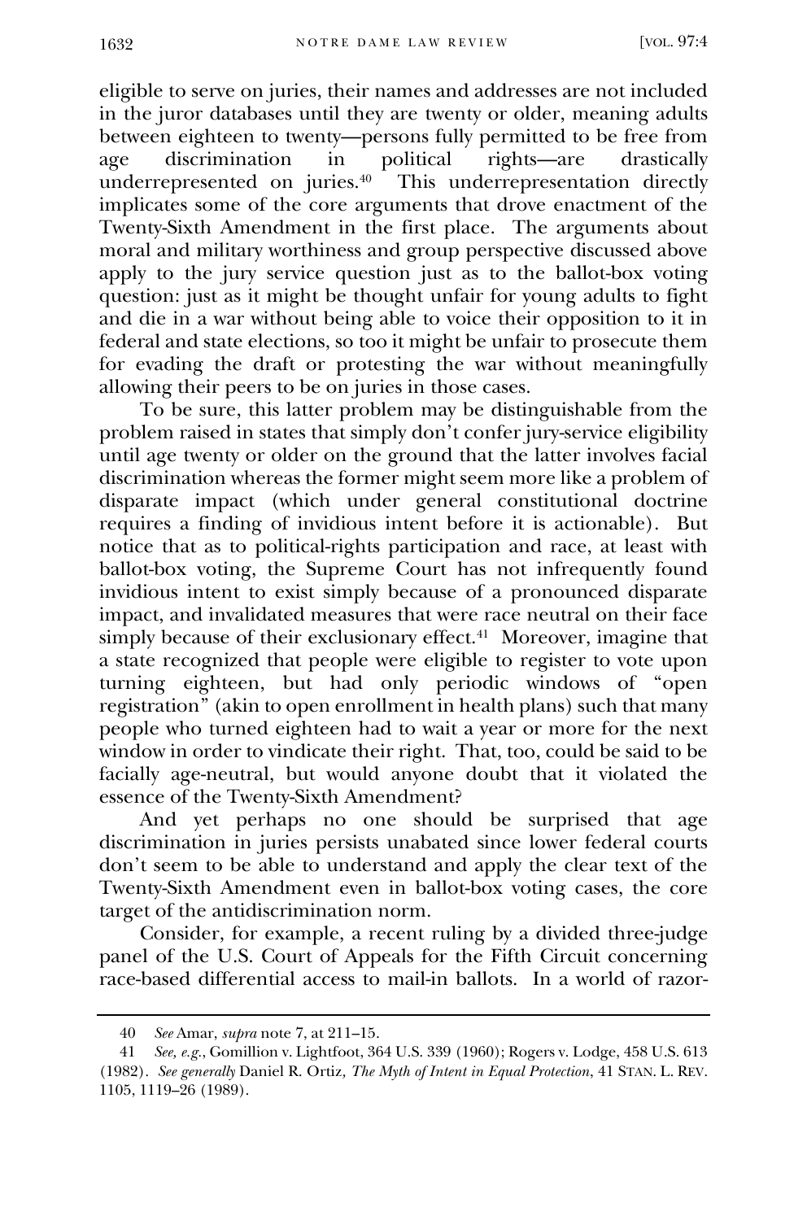eligible to serve on juries, their names and addresses are not included in the juror databases until they are twenty or older, meaning adults between eighteen to twenty—persons fully permitted to be free from age discrimination in political rights—are drastically underrepresented on juries.[40] This underrepresentation directly implicates some of the core arguments that drove enactment of the Twenty-Sixth Amendment in the first place. The arguments about moral and military worthiness and group perspective discussed above apply to the jury service question just as to the ballot-box voting question: just as it might be thought unfair for young adults to fight and die in a war without being able to voice their opposition to it in federal and state elections, so too it might be unfair to prosecute them for evading the draft or protesting the war without meaningfully allowing their peers to be on juries in those cases.

To be sure, this latter problem may be distinguishable from the problem raised in states that simply don't confer jury-service eligibility until age twenty or older on the ground that the latter involves facial discrimination whereas the former might seem more like a problem of disparate impact (which under general constitutional doctrine requires a finding of invidious intent before it is actionable). But notice that as to political-rights participation and race, at least with ballot-box voting, the Supreme Court has not infrequently found invidious intent to exist simply because of a pronounced disparate impact, and invalidated measures that were race neutral on their face simply because of their exclusionary effect.[41] Moreover, imagine that a state recognized that people were eligible to register to vote upon turning eighteen, but had only periodic windows of "open registration" (akin to open enrollment in health plans) such that many people who turned eighteen had to wait a year or more for the next window in order to vindicate their right. That, too, could be said to be facially age-neutral, but would anyone doubt that it violated the essence of the Twenty-Sixth Amendment?

And yet perhaps no one should be surprised that age discrimination in juries persists unabated since lower federal courts don't seem to be able to understand and apply the clear text of the Twenty-Sixth Amendment even in ballot-box voting cases, the core target of the antidiscrimination norm.

Consider, for example, a recent ruling by a divided three-judge panel of the U.S. Court of Appeals for the Fifth Circuit concerning race-based differential access to mail-in ballots. In a world of razor-

---

40 *See* Amar, *supra* note 7, at 211–15.

41 *See, e.g.*, Gomillion v. Lightfoot, 364 U.S. 339 (1960); Rogers v. Lodge, 458 U.S. 613 (1982). *See generally* Daniel R. Ortiz*, The Myth of Intent in Equal Protection*, 41 STAN. L. REV. 1105, 1119–26 (1989).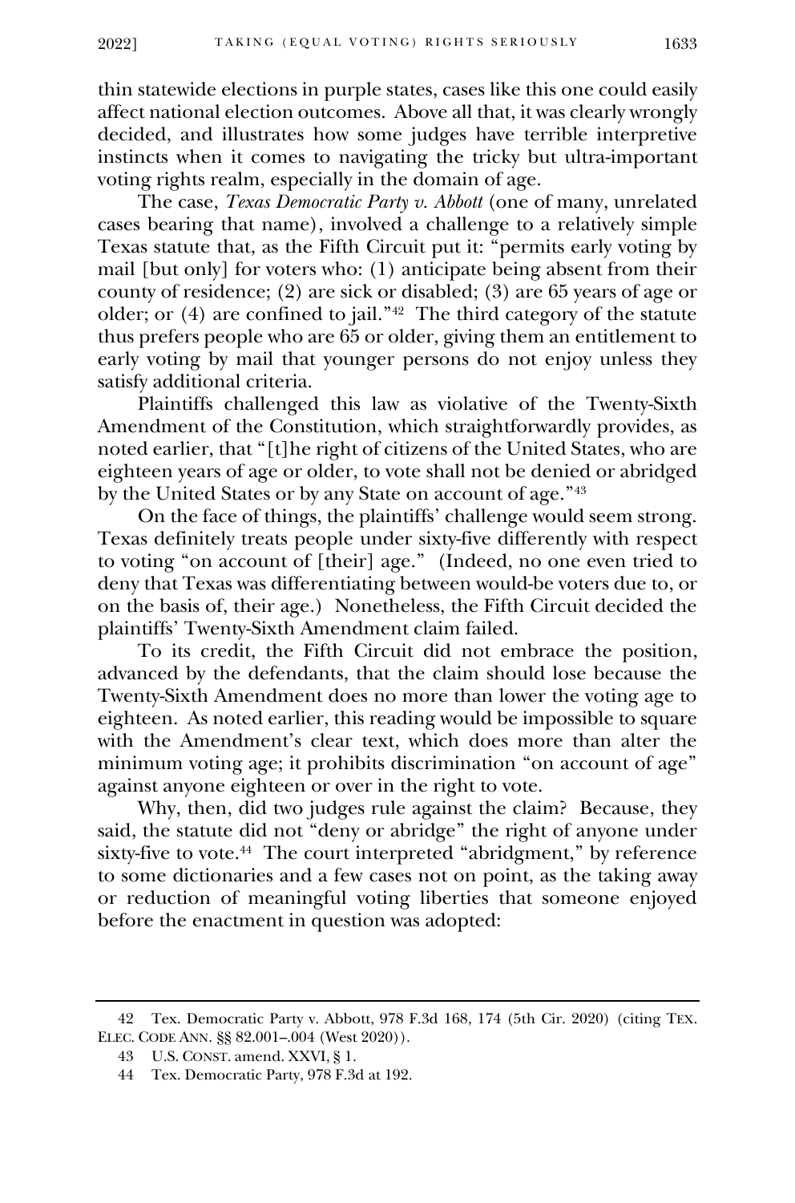thin statewide elections in purple states, cases like this one could easily affect national election outcomes. Above all that, it was clearly wrongly decided, and illustrates how some judges have terrible interpretive instincts when it comes to navigating the tricky but ultra-important voting rights realm, especially in the domain of age.

The case, *Texas Democratic Party v. Abbott* (one of many, unrelated cases bearing that name), involved a challenge to a relatively simple Texas statute that, as the Fifth Circuit put it: "permits early voting by mail [but only] for voters who: (1) anticipate being absent from their county of residence; (2) are sick or disabled; (3) are 65 years of age or older; or (4) are confined to jail."[42] The third category of the statute thus prefers people who are 65 or older, giving them an entitlement to early voting by mail that younger persons do not enjoy unless they satisfy additional criteria.

Plaintiffs challenged this law as violative of the Twenty-Sixth Amendment of the Constitution, which straightforwardly provides, as noted earlier, that "[t]he right of citizens of the United States, who are eighteen years of age or older, to vote shall not be denied or abridged by the United States or by any State on account of age."[43]

On the face of things, the plaintiffs' challenge would seem strong. Texas definitely treats people under sixty-five differently with respect to voting "on account of [their] age." (Indeed, no one even tried to deny that Texas was differentiating between would-be voters due to, or on the basis of, their age.) Nonetheless, the Fifth Circuit decided the plaintiffs' Twenty-Sixth Amendment claim failed.

To its credit, the Fifth Circuit did not embrace the position, advanced by the defendants, that the claim should lose because the Twenty-Sixth Amendment does no more than lower the voting age to eighteen. As noted earlier, this reading would be impossible to square with the Amendment's clear text, which does more than alter the minimum voting age; it prohibits discrimination "on account of age" against anyone eighteen or over in the right to vote.

Why, then, did two judges rule against the claim? Because, they said, the statute did not "deny or abridge" the right of anyone under sixty-five to vote.[44] The court interpreted "abridgment," by reference to some dictionaries and a few cases not on point, as the taking away or reduction of meaningful voting liberties that someone enjoyed before the enactment in question was adopted:

---

42 Tex. Democratic Party v. Abbott, 978 F.3d 168, 174 (5th Cir. 2020) (citing TEX. ELEC. CODE ANN. §§ 82.001–.004 (West 2020)).

43 U.S. CONST. amend. XXVI, § 1.

44 Tex. Democratic Party, 978 F.3d at 192.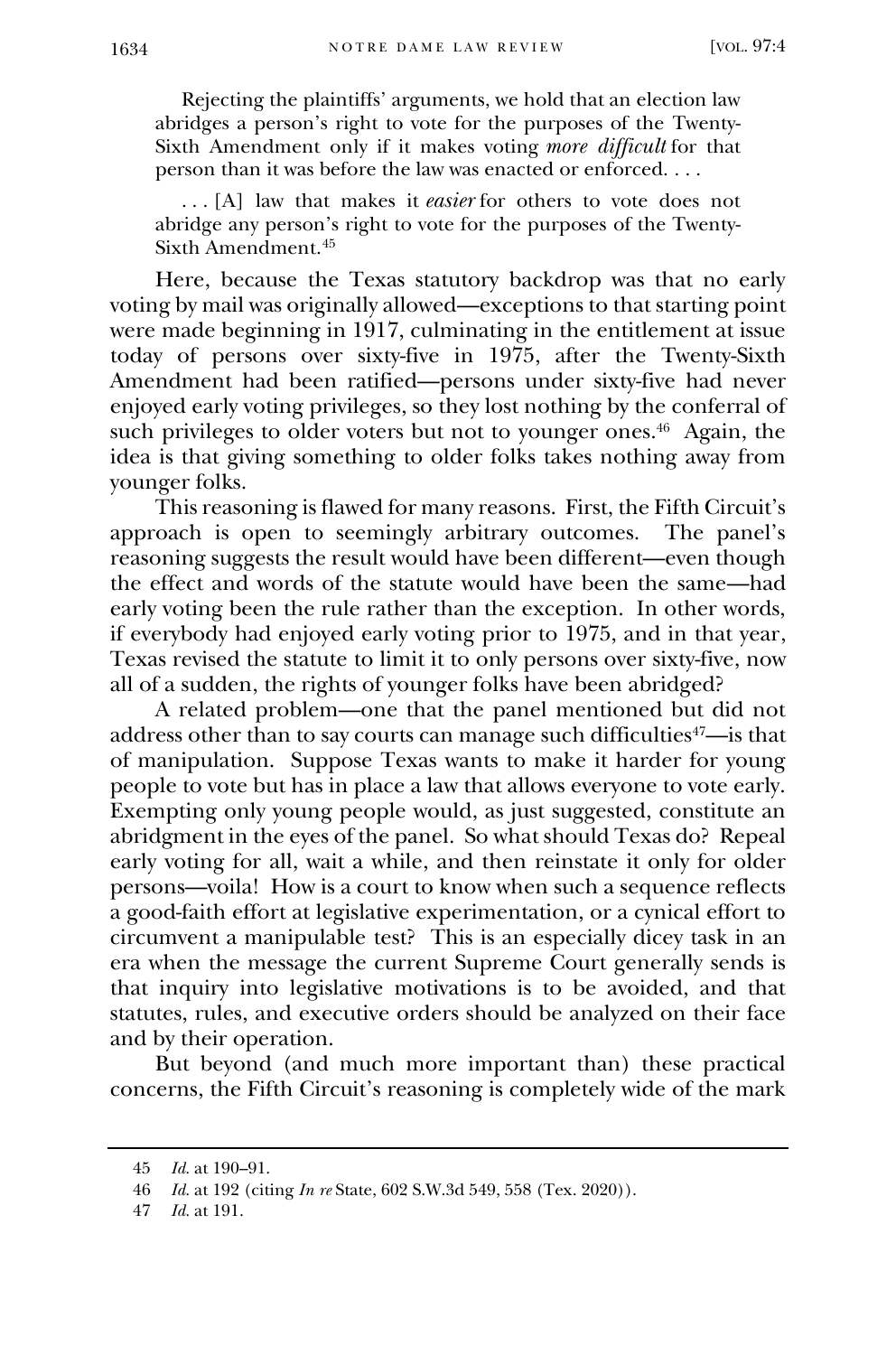> Rejecting the plaintiffs' arguments, we hold that an election law abridges a person's right to vote for the purposes of the Twenty-Sixth Amendment only if it makes voting *more difficult* for that person than it was before the law was enacted or enforced. . . .
>
> . . . [A] law that makes it *easier* for others to vote does not abridge any person's right to vote for the purposes of the Twenty-Sixth Amendment.[45]

Here, because the Texas statutory backdrop was that no early voting by mail was originally allowed—exceptions to that starting point were made beginning in 1917, culminating in the entitlement at issue today of persons over sixty-five in 1975, after the Twenty-Sixth Amendment had been ratified—persons under sixty-five had never enjoyed early voting privileges, so they lost nothing by the conferral of such privileges to older voters but not to younger ones.[46] Again, the idea is that giving something to older folks takes nothing away from younger folks.

This reasoning is flawed for many reasons. First, the Fifth Circuit's approach is open to seemingly arbitrary outcomes. The panel's reasoning suggests the result would have been different—even though the effect and words of the statute would have been the same—had early voting been the rule rather than the exception. In other words, if everybody had enjoyed early voting prior to 1975, and in that year, Texas revised the statute to limit it to only persons over sixty-five, now all of a sudden, the rights of younger folks have been abridged?

A related problem—one that the panel mentioned but did not address other than to say courts can manage such difficulties[47]—is that of manipulation. Suppose Texas wants to make it harder for young people to vote but has in place a law that allows everyone to vote early. Exempting only young people would, as just suggested, constitute an abridgment in the eyes of the panel. So what should Texas do? Repeal early voting for all, wait a while, and then reinstate it only for older persons—voila! How is a court to know when such a sequence reflects a good-faith effort at legislative experimentation, or a cynical effort to circumvent a manipulable test? This is an especially dicey task in an era when the message the current Supreme Court generally sends is that inquiry into legislative motivations is to be avoided, and that statutes, rules, and executive orders should be analyzed on their face and by their operation.

But beyond (and much more important than) these practical concerns, the Fifth Circuit's reasoning is completely wide of the mark

---

45 *Id.* at 190–91.

46 *Id.* at 192 (citing *In re* State, 602 S.W.3d 549, 558 (Tex. 2020)).

47 *Id.* at 191.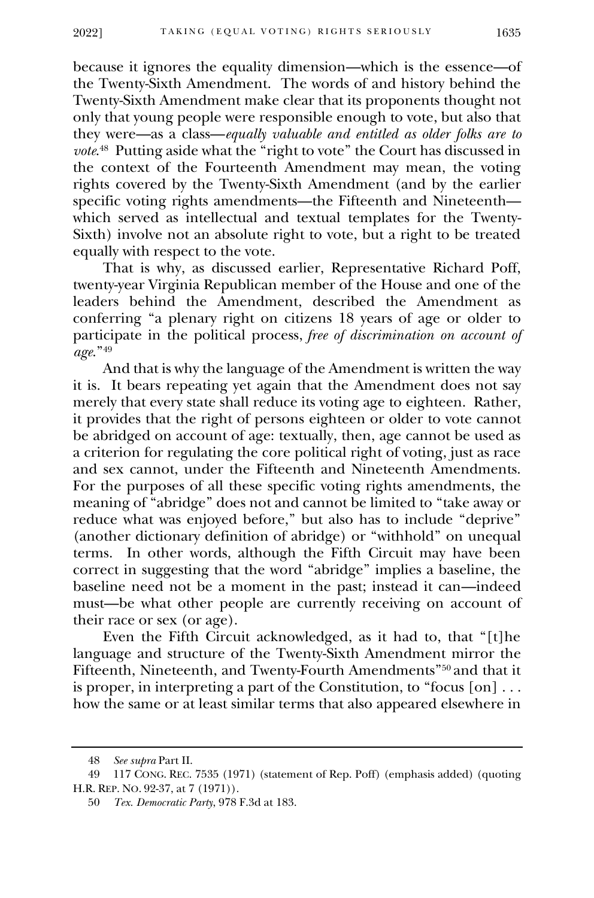because it ignores the equality dimension—which is the essence—of the Twenty-Sixth Amendment. The words of and history behind the Twenty-Sixth Amendment make clear that its proponents thought not only that young people were responsible enough to vote, but also that they were—as a class—*equally valuable and entitled as older folks are to vote*.[48] Putting aside what the "right to vote" the Court has discussed in the context of the Fourteenth Amendment may mean, the voting rights covered by the Twenty-Sixth Amendment (and by the earlier specific voting rights amendments—the Fifteenth and Nineteenth—which served as intellectual and textual templates for the Twenty-Sixth) involve not an absolute right to vote, but a right to be treated equally with respect to the vote.

That is why, as discussed earlier, Representative Richard Poff, twenty-year Virginia Republican member of the House and one of the leaders behind the Amendment, described the Amendment as conferring "a plenary right on citizens 18 years of age or older to participate in the political process, *free of discrimination on account of age*."[49]

And that is why the language of the Amendment is written the way it is. It bears repeating yet again that the Amendment does not say merely that every state shall reduce its voting age to eighteen. Rather, it provides that the right of persons eighteen or older to vote cannot be abridged on account of age: textually, then, age cannot be used as a criterion for regulating the core political right of voting, just as race and sex cannot, under the Fifteenth and Nineteenth Amendments. For the purposes of all these specific voting rights amendments, the meaning of "abridge" does not and cannot be limited to "take away or reduce what was enjoyed before," but also has to include "deprive" (another dictionary definition of abridge) or "withhold" on unequal terms. In other words, although the Fifth Circuit may have been correct in suggesting that the word "abridge" implies a baseline, the baseline need not be a moment in the past; instead it can—indeed must—be what other people are currently receiving on account of their race or sex (or age).

Even the Fifth Circuit acknowledged, as it had to, that "[t]he language and structure of the Twenty-Sixth Amendment mirror the Fifteenth, Nineteenth, and Twenty-Fourth Amendments"[50] and that it is proper, in interpreting a part of the Constitution, to "focus [on] . . . how the same or at least similar terms that also appeared elsewhere in

---

48 *See supra* Part II.

49 117 CONG. REC. 7535 (1971) (statement of Rep. Poff) (emphasis added) (quoting H.R. REP. NO. 92-37, at 7 (1971)).

50 *Tex. Democratic Party*, 978 F.3d at 183.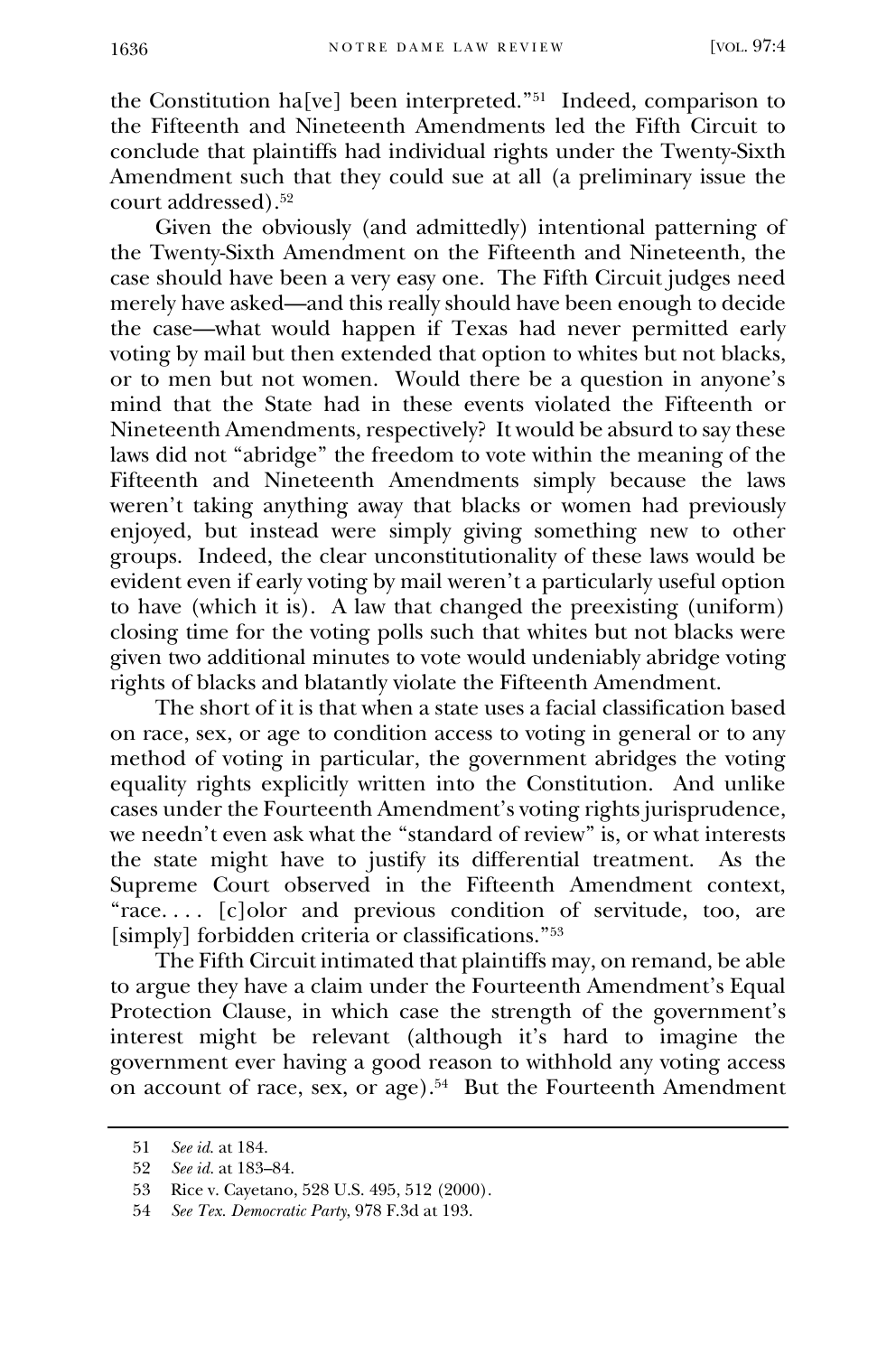the Constitution ha[ve] been interpreted."[51] Indeed, comparison to the Fifteenth and Nineteenth Amendments led the Fifth Circuit to conclude that plaintiffs had individual rights under the Twenty-Sixth Amendment such that they could sue at all (a preliminary issue the court addressed).[52]

Given the obviously (and admittedly) intentional patterning of the Twenty-Sixth Amendment on the Fifteenth and Nineteenth, the case should have been a very easy one. The Fifth Circuit judges need merely have asked—and this really should have been enough to decide the case—what would happen if Texas had never permitted early voting by mail but then extended that option to whites but not blacks, or to men but not women. Would there be a question in anyone's mind that the State had in these events violated the Fifteenth or Nineteenth Amendments, respectively? It would be absurd to say these laws did not "abridge" the freedom to vote within the meaning of the Fifteenth and Nineteenth Amendments simply because the laws weren't taking anything away that blacks or women had previously enjoyed, but instead were simply giving something new to other groups. Indeed, the clear unconstitutionality of these laws would be evident even if early voting by mail weren't a particularly useful option to have (which it is). A law that changed the preexisting (uniform) closing time for the voting polls such that whites but not blacks were given two additional minutes to vote would undeniably abridge voting rights of blacks and blatantly violate the Fifteenth Amendment.

The short of it is that when a state uses a facial classification based on race, sex, or age to condition access to voting in general or to any method of voting in particular, the government abridges the voting equality rights explicitly written into the Constitution. And unlike cases under the Fourteenth Amendment's voting rights jurisprudence, we needn't even ask what the "standard of review" is, or what interests the state might have to justify its differential treatment. As the Supreme Court observed in the Fifteenth Amendment context, "race. . . . [c]olor and previous condition of servitude, too, are [simply] forbidden criteria or classifications."[53]

The Fifth Circuit intimated that plaintiffs may, on remand, be able to argue they have a claim under the Fourteenth Amendment's Equal Protection Clause, in which case the strength of the government's interest might be relevant (although it's hard to imagine the government ever having a good reason to withhold any voting access on account of race, sex, or age).[54] But the Fourteenth Amendment

---

51 *See id.* at 184.

52 *See id.* at 183–84.

53 Rice v. Cayetano, 528 U.S. 495, 512 (2000).

54 *See Tex. Democratic Party*, 978 F.3d at 193.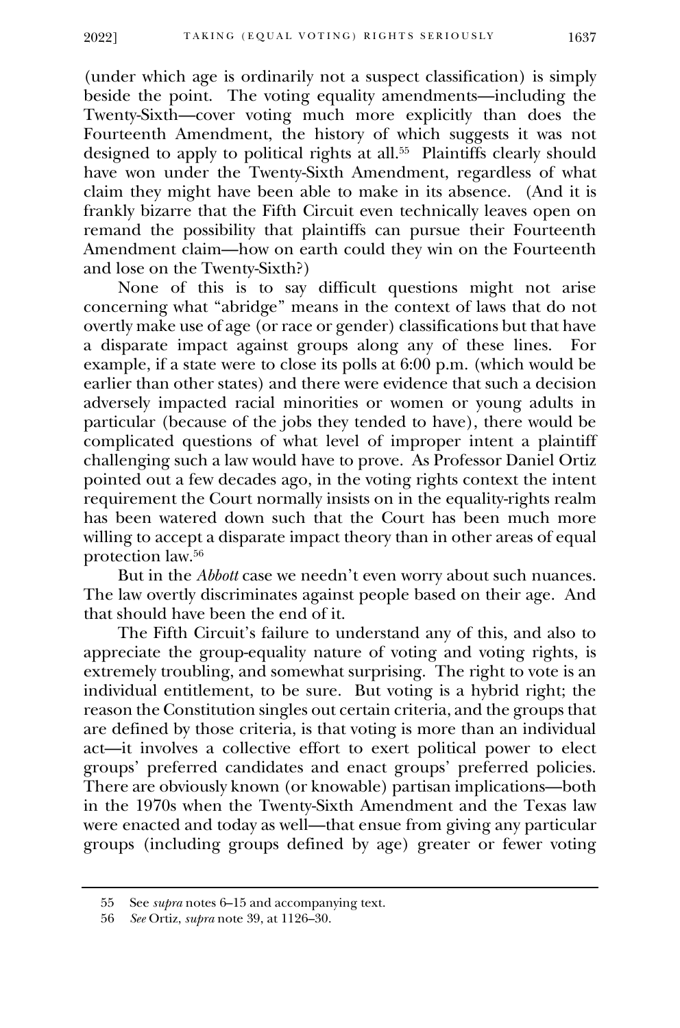(under which age is ordinarily not a suspect classification) is simply beside the point. The voting equality amendments—including the Twenty-Sixth—cover voting much more explicitly than does the Fourteenth Amendment, the history of which suggests it was not designed to apply to political rights at all.[55] Plaintiffs clearly should have won under the Twenty-Sixth Amendment, regardless of what claim they might have been able to make in its absence. (And it is frankly bizarre that the Fifth Circuit even technically leaves open on remand the possibility that plaintiffs can pursue their Fourteenth Amendment claim—how on earth could they win on the Fourteenth and lose on the Twenty-Sixth?)

None of this is to say difficult questions might not arise concerning what "abridge" means in the context of laws that do not overtly make use of age (or race or gender) classifications but that have a disparate impact against groups along any of these lines. For example, if a state were to close its polls at 6:00 p.m. (which would be earlier than other states) and there were evidence that such a decision adversely impacted racial minorities or women or young adults in particular (because of the jobs they tended to have), there would be complicated questions of what level of improper intent a plaintiff challenging such a law would have to prove. As Professor Daniel Ortiz pointed out a few decades ago, in the voting rights context the intent requirement the Court normally insists on in the equality-rights realm has been watered down such that the Court has been much more willing to accept a disparate impact theory than in other areas of equal protection law.[56]

But in the *Abbott* case we needn't even worry about such nuances. The law overtly discriminates against people based on their age. And that should have been the end of it.

The Fifth Circuit's failure to understand any of this, and also to appreciate the group-equality nature of voting and voting rights, is extremely troubling, and somewhat surprising. The right to vote is an individual entitlement, to be sure. But voting is a hybrid right; the reason the Constitution singles out certain criteria, and the groups that are defined by those criteria, is that voting is more than an individual act—it involves a collective effort to exert political power to elect groups' preferred candidates and enact groups' preferred policies. There are obviously known (or knowable) partisan implications—both in the 1970s when the Twenty-Sixth Amendment and the Texas law were enacted and today as well—that ensue from giving any particular groups (including groups defined by age) greater or fewer voting

---

55 See *supra* notes 6–15 and accompanying text.

56 *See* Ortiz, *supra* note 39, at 1126–30.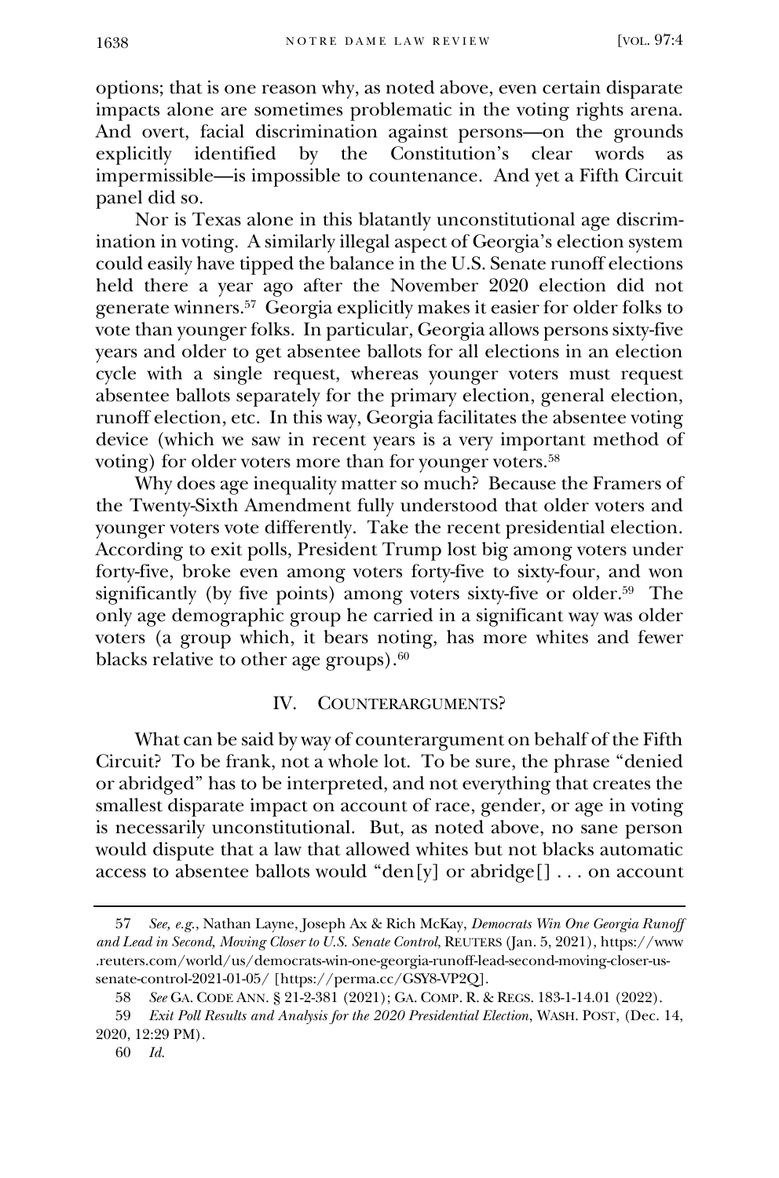options; that is one reason why, as noted above, even certain disparate impacts alone are sometimes problematic in the voting rights arena. And overt, facial discrimination against persons—on the grounds explicitly identified by the Constitution's clear words as impermissible—is impossible to countenance. And yet a Fifth Circuit panel did so.

Nor is Texas alone in this blatantly unconstitutional age discrimination in voting. A similarly illegal aspect of Georgia's election system could easily have tipped the balance in the U.S. Senate runoff elections held there a year ago after the November 2020 election did not generate winners.[57] Georgia explicitly makes it easier for older folks to vote than younger folks. In particular, Georgia allows persons sixty-five years and older to get absentee ballots for all elections in an election cycle with a single request, whereas younger voters must request absentee ballots separately for the primary election, general election, runoff election, etc. In this way, Georgia facilitates the absentee voting device (which we saw in recent years is a very important method of voting) for older voters more than for younger voters.[58]

Why does age inequality matter so much? Because the Framers of the Twenty-Sixth Amendment fully understood that older voters and younger voters vote differently. Take the recent presidential election. According to exit polls, President Trump lost big among voters under forty-five, broke even among voters forty-five to sixty-four, and won significantly (by five points) among voters sixty-five or older.[59] The only age demographic group he carried in a significant way was older voters (a group which, it bears noting, has more whites and fewer blacks relative to other age groups).[60]

## IV. Counterarguments?

What can be said by way of counterargument on behalf of the Fifth Circuit? To be frank, not a whole lot. To be sure, the phrase "denied or abridged" has to be interpreted, and not everything that creates the smallest disparate impact on account of race, gender, or age in voting is necessarily unconstitutional. But, as noted above, no sane person would dispute that a law that allowed whites but not blacks automatic access to absentee ballots would "den[y] or abridge[] . . . on account

---

57 *See, e.g.*, Nathan Layne, Joseph Ax & Rich McKay, *Democrats Win One Georgia Runoff and Lead in Second, Moving Closer to U.S. Senate Control*, REUTERS (Jan. 5, 2021), https://www.reuters.com/world/us/democrats-win-one-georgia-runoff-lead-second-moving-closer-us-senate-control-2021-01-05/ [https://perma.cc/GSY8-VP2Q].

58 *See* GA. CODE ANN. § 21-2-381 (2021); GA. COMP. R. & REGS. 183-1-14.01 (2022).

59 *Exit Poll Results and Analysis for the 2020 Presidential Election*, WASH. POST, (Dec. 14, 2020, 12:29 PM).

60 *Id.*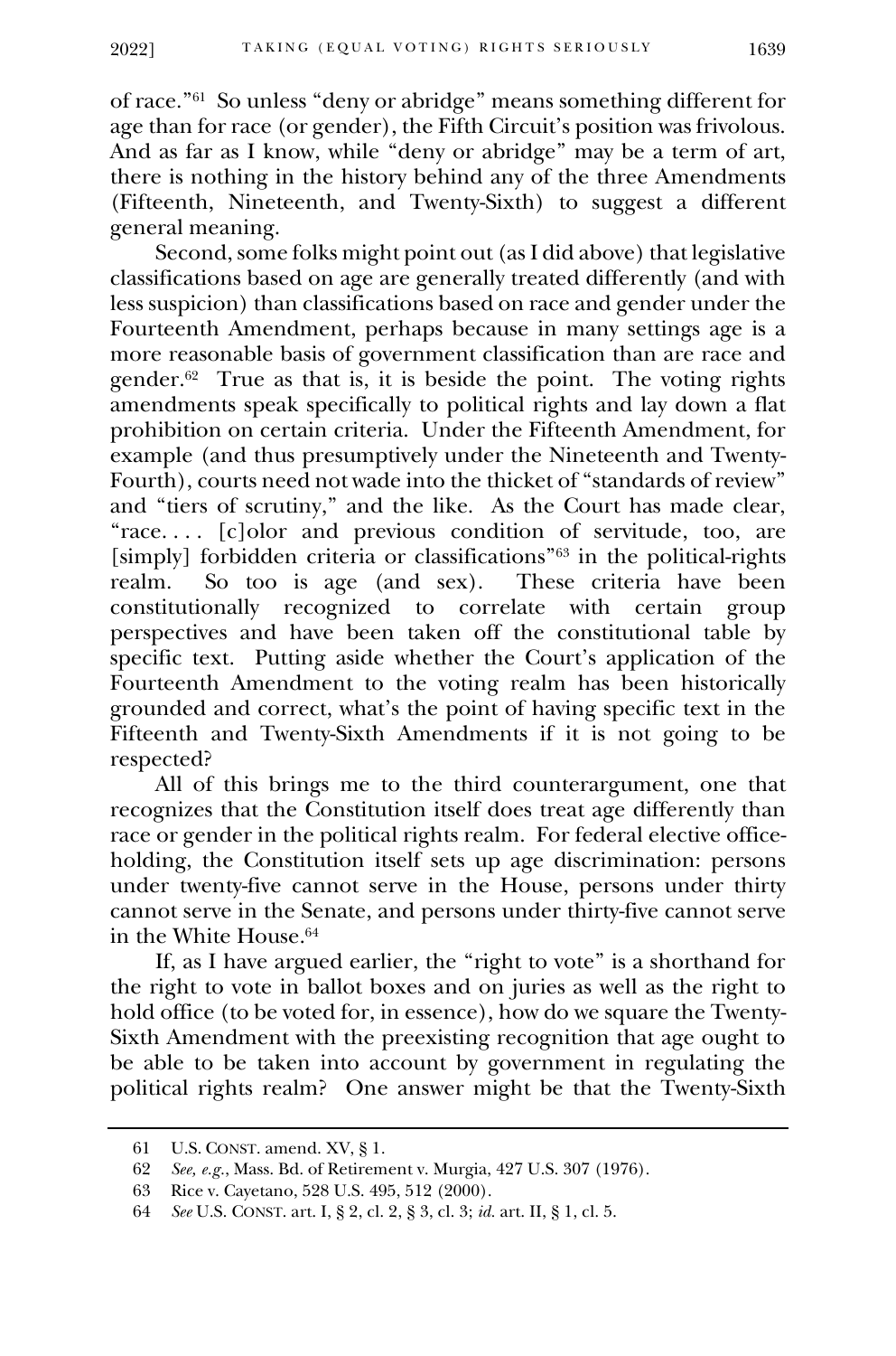of race."[61] So unless "deny or abridge" means something different for age than for race (or gender), the Fifth Circuit's position was frivolous. And as far as I know, while "deny or abridge" may be a term of art, there is nothing in the history behind any of the three Amendments (Fifteenth, Nineteenth, and Twenty-Sixth) to suggest a different general meaning.

Second, some folks might point out (as I did above) that legislative classifications based on age are generally treated differently (and with less suspicion) than classifications based on race and gender under the Fourteenth Amendment, perhaps because in many settings age is a more reasonable basis of government classification than are race and gender.[62] True as that is, it is beside the point. The voting rights amendments speak specifically to political rights and lay down a flat prohibition on certain criteria. Under the Fifteenth Amendment, for example (and thus presumptively under the Nineteenth and Twenty-Fourth), courts need not wade into the thicket of "standards of review" and "tiers of scrutiny," and the like. As the Court has made clear, "race. . . . [c]olor and previous condition of servitude, too, are [simply] forbidden criteria or classifications"[63] in the political-rights realm. So too is age (and sex). These criteria have been constitutionally recognized to correlate with certain group perspectives and have been taken off the constitutional table by specific text. Putting aside whether the Court's application of the Fourteenth Amendment to the voting realm has been historically grounded and correct, what's the point of having specific text in the Fifteenth and Twenty-Sixth Amendments if it is not going to be respected?

All of this brings me to the third counterargument, one that recognizes that the Constitution itself does treat age differently than race or gender in the political rights realm. For federal elective office-holding, the Constitution itself sets up age discrimination: persons under twenty-five cannot serve in the House, persons under thirty cannot serve in the Senate, and persons under thirty-five cannot serve in the White House.[64]

If, as I have argued earlier, the "right to vote" is a shorthand for the right to vote in ballot boxes and on juries as well as the right to hold office (to be voted for, in essence), how do we square the Twenty-Sixth Amendment with the preexisting recognition that age ought to be able to be taken into account by government in regulating the political rights realm? One answer might be that the Twenty-Sixth

---

61 U.S. CONST. amend. XV, § 1.

62 *See, e.g.*, Mass. Bd. of Retirement v. Murgia, 427 U.S. 307 (1976).

63 Rice v. Cayetano, 528 U.S. 495, 512 (2000).

64 *See* U.S. CONST. art. I, § 2, cl. 2, § 3, cl. 3; *id.* art. II, § 1, cl. 5.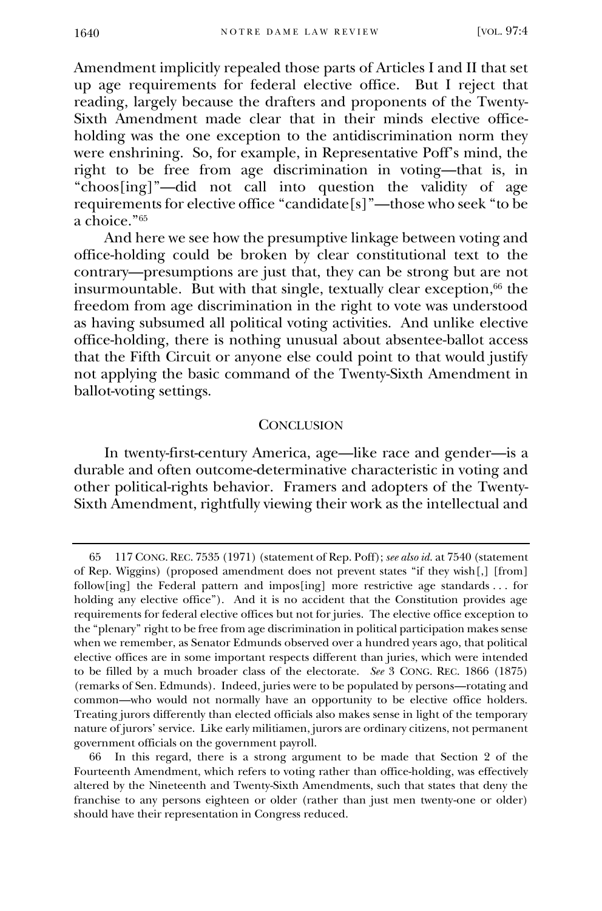Amendment implicitly repealed those parts of Articles I and II that set up age requirements for federal elective office. But I reject that reading, largely because the drafters and proponents of the Twenty-Sixth Amendment made clear that in their minds elective office-holding was the one exception to the antidiscrimination norm they were enshrining. So, for example, in Representative Poff's mind, the right to be free from age discrimination in voting—that is, in "choos[ing]"—did not call into question the validity of age requirements for elective office "candidate[s]"—those who seek "to be a choice."[65]

And here we see how the presumptive linkage between voting and office-holding could be broken by clear constitutional text to the contrary—presumptions are just that, they can be strong but are not insurmountable. But with that single, textually clear exception,[66] the freedom from age discrimination in the right to vote was understood as having subsumed all political voting activities. And unlike elective office-holding, there is nothing unusual about absentee-ballot access that the Fifth Circuit or anyone else could point to that would justify not applying the basic command of the Twenty-Sixth Amendment in ballot-voting settings.

## CONCLUSION

In twenty-first-century America, age—like race and gender—is a durable and often outcome-determinative characteristic in voting and other political-rights behavior. Framers and adopters of the Twenty-Sixth Amendment, rightfully viewing their work as the intellectual and

---

65 117 CONG. REC. 7535 (1971) (statement of Rep. Poff); *see also id.* at 7540 (statement of Rep. Wiggins) (proposed amendment does not prevent states "if they wish[,] [from] follow[ing] the Federal pattern and impos[ing] more restrictive age standards . . . for holding any elective office"). And it is no accident that the Constitution provides age requirements for federal elective offices but not for juries. The elective office exception to the "plenary" right to be free from age discrimination in political participation makes sense when we remember, as Senator Edmunds observed over a hundred years ago, that political elective offices are in some important respects different than juries, which were intended to be filled by a much broader class of the electorate. *See* 3 CONG. REC. 1866 (1875) (remarks of Sen. Edmunds). Indeed, juries were to be populated by persons—rotating and common—who would not normally have an opportunity to be elective office holders. Treating jurors differently than elected officials also makes sense in light of the temporary nature of jurors' service. Like early militiamen, jurors are ordinary citizens, not permanent government officials on the government payroll.

66 In this regard, there is a strong argument to be made that Section 2 of the Fourteenth Amendment, which refers to voting rather than office-holding, was effectively altered by the Nineteenth and Twenty-Sixth Amendments, such that states that deny the franchise to any persons eighteen or older (rather than just men twenty-one or older) should have their representation in Congress reduced.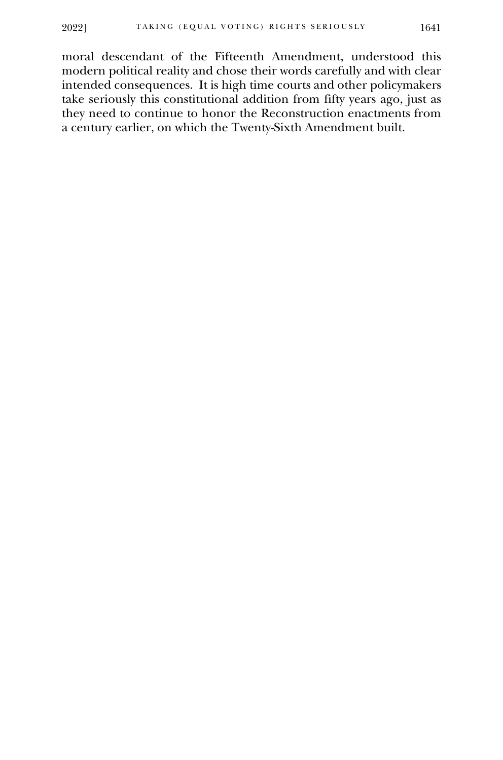moral descendant of the Fifteenth Amendment, understood this modern political reality and chose their words carefully and with clear intended consequences. It is high time courts and other policymakers take seriously this constitutional addition from fifty years ago, just as they need to continue to honor the Reconstruction enactments from a century earlier, on which the Twenty-Sixth Amendment built.